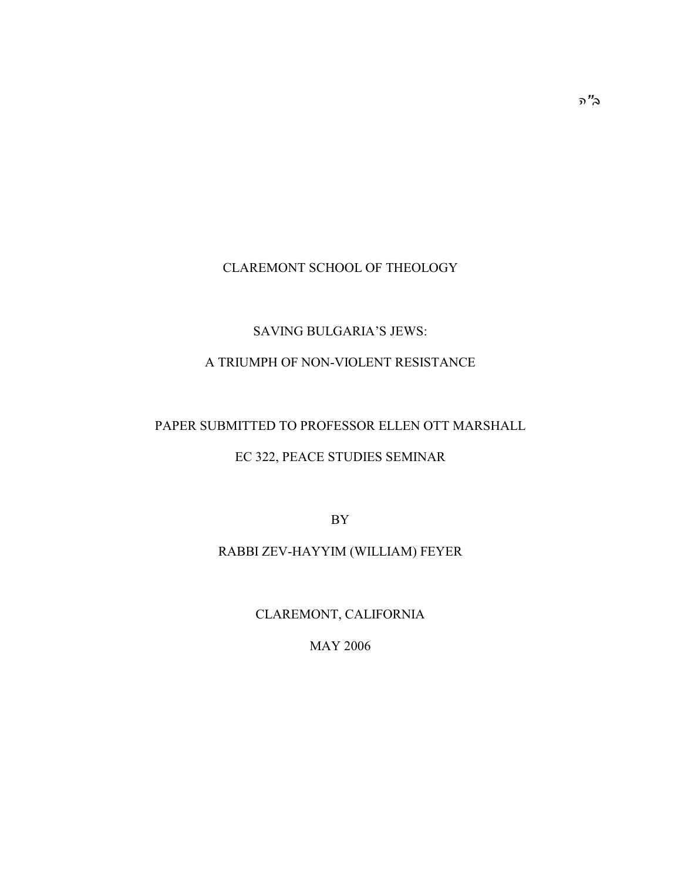ב"ה

CLAREMONT SCHOOL OF THEOLOGY

# SAVING BULGARIA'S JEWS:
# A TRIUMPH OF NON-VIOLENT RESISTANCE

PAPER SUBMITTED TO PROFESSOR ELLEN OTT MARSHALL

EC 322, PEACE STUDIES SEMINAR

BY

RABBI ZEV-HAYYIM (WILLIAM) FEYER

CLAREMONT, CALIFORNIA

MAY 2006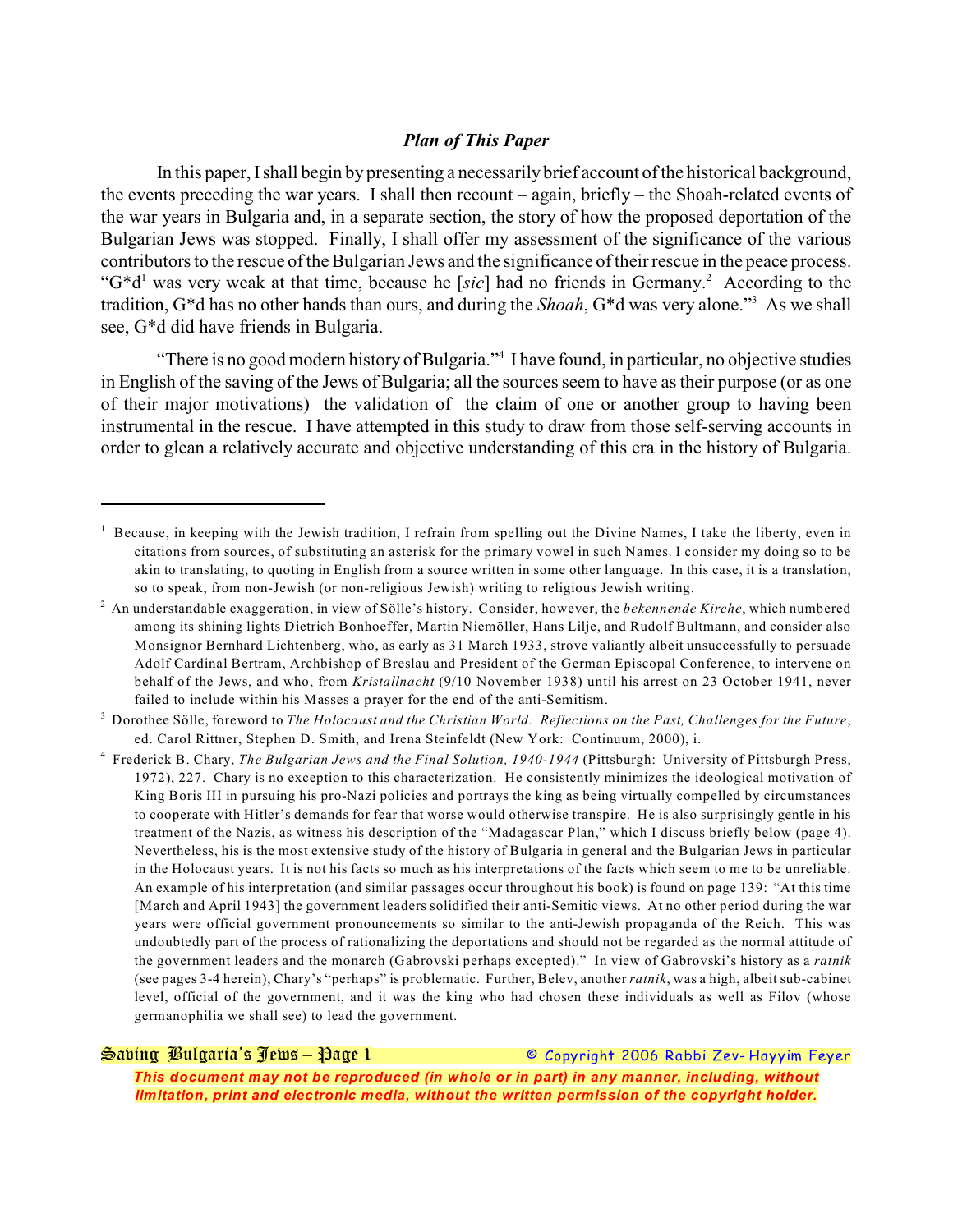### *Plan of This Paper*

In this paper, I shall begin by presenting a necessarily brief account of the historical background, the events preceding the war years. I shall then recount – again, briefly – the Shoah-related events of the war years in Bulgaria and, in a separate section, the story of how the proposed deportation of the Bulgarian Jews was stopped. Finally, I shall offer my assessment of the significance of the various contributors to the rescue of the Bulgarian Jews and the significance of their rescue in the peace process. "G*d[1] was very weak at that time, because he [*sic*] had no friends in Germany.[2] According to the tradition, G*d has no other hands than ours, and during the *Shoah*, G*d was very alone."[3] As we shall see, G*d did have friends in Bulgaria.

"There is no good modern history of Bulgaria."[4] I have found, in particular, no objective studies in English of the saving of the Jews of Bulgaria; all the sources seem to have as their purpose (or as one of their major motivations) the validation of the claim of one or another group to having been instrumental in the rescue. I have attempted in this study to draw from those self-serving accounts in order to glean a relatively accurate and objective understanding of this era in the history of Bulgaria.

---

[1] Because, in keeping with the Jewish tradition, I refrain from spelling out the Divine Names, I take the liberty, even in citations from sources, of substituting an asterisk for the primary vowel in such Names. I consider my doing so to be akin to translating, to quoting in English from a source written in some other language. In this case, it is a translation, so to speak, from non-Jewish (or non-religious Jewish) writing to religious Jewish writing.

[2] An understandable exaggeration, in view of Sölle's history. Consider, however, the *bekennende Kirche*, which numbered among its shining lights Dietrich Bonhoeffer, Martin Niemöller, Hans Lilje, and Rudolf Bultmann, and consider also Monsignor Bernhard Lichtenberg, who, as early as 31 March 1933, strove valiantly albeit unsuccessfully to persuade Adolf Cardinal Bertram, Archbishop of Breslau and President of the German Episcopal Conference, to intervene on behalf of the Jews, and who, from *Kristallnacht* (9/10 November 1938) until his arrest on 23 October 1941, never failed to include within his Masses a prayer for the end of the anti-Semitism.

[3] Dorothee Sölle, foreword to *The Holocaust and the Christian World: Reflections on the Past, Challenges for the Future*, ed. Carol Rittner, Stephen D. Smith, and Irena Steinfeldt (New York: Continuum, 2000), i.

[4] Frederick B. Chary, *The Bulgarian Jews and the Final Solution, 1940-1944* (Pittsburgh: University of Pittsburgh Press, 1972), 227. Chary is no exception to this characterization. He consistently minimizes the ideological motivation of King Boris III in pursuing his pro-Nazi policies and portrays the king as being virtually compelled by circumstances to cooperate with Hitler's demands for fear that worse would otherwise transpire. He is also surprisingly gentle in his treatment of the Nazis, as witness his description of the "Madagascar Plan," which I discuss briefly below (page 4). Nevertheless, his is the most extensive study of the history of Bulgaria in general and the Bulgarian Jews in particular in the Holocaust years. It is not his facts so much as his interpretations of the facts which seem to me to be unreliable. An example of his interpretation (and similar passages occur throughout his book) is found on page 139: "At this time [March and April 1943] the government leaders solidified their anti-Semitic views. At no other period during the war years were official government pronouncements so similar to the anti-Jewish propaganda of the Reich. This was undoubtedly part of the process of rationalizing the deportations and should not be regarded as the normal attitude of the government leaders and the monarch (Gabrovski perhaps excepted)." In view of Gabrovski's history as a *ratnik* (see pages 3-4 herein), Chary's "perhaps" is problematic. Further, Belev, another *ratnik*, was a high, albeit sub-cabinet level, official of the government, and it was the king who had chosen these individuals as well as Filov (whose germanophilia we shall see) to lead the government.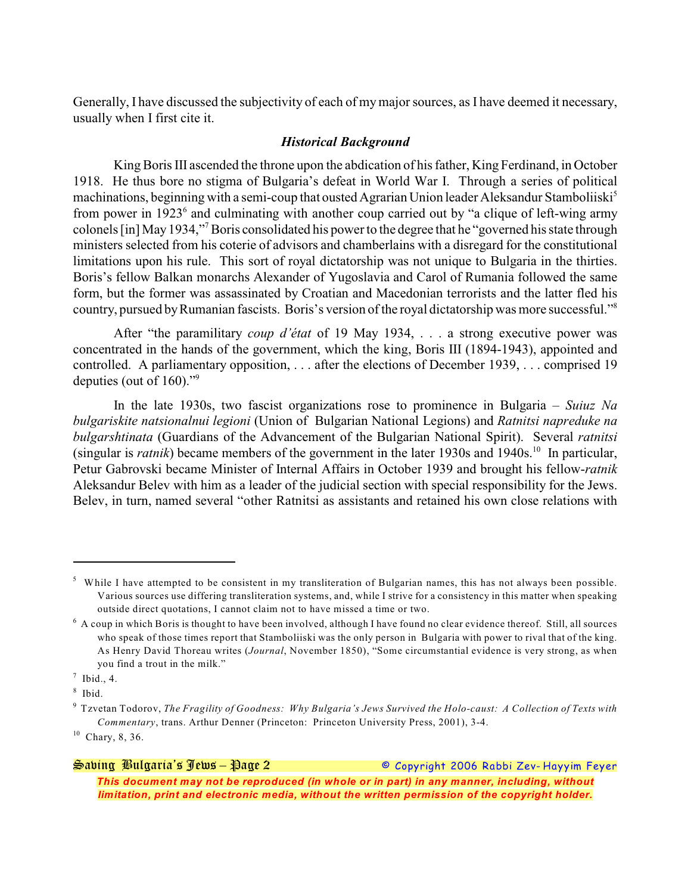Generally, I have discussed the subjectivity of each of my major sources, as I have deemed it necessary, usually when I first cite it.

### *Historical Background*

King Boris III ascended the throne upon the abdication of his father, King Ferdinand, in October 1918. He thus bore no stigma of Bulgaria's defeat in World War I. Through a series of political machinations, beginning with a semi-coup that ousted Agrarian Union leader Aleksandur Stamboliiski[5] from power in 1923[6] and culminating with another coup carried out by "a clique of left-wing army colonels [in] May 1934,"[7] Boris consolidated his power to the degree that he "governed his state through ministers selected from his coterie of advisors and chamberlains with a disregard for the constitutional limitations upon his rule. This sort of royal dictatorship was not unique to Bulgaria in the thirties. Boris's fellow Balkan monarchs Alexander of Yugoslavia and Carol of Rumania followed the same form, but the former was assassinated by Croatian and Macedonian terrorists and the latter fled his country, pursued by Rumanian fascists. Boris's version of the royal dictatorship was more successful."[8]

After "the paramilitary *coup d'état* of 19 May 1934, . . . a strong executive power was concentrated in the hands of the government, which the king, Boris III (1894-1943), appointed and controlled. A parliamentary opposition, . . . after the elections of December 1939, . . . comprised 19 deputies (out of 160)."[9]

In the late 1930s, two fascist organizations rose to prominence in Bulgaria – *Suiuz Na bulgariskite natsionalnui legioni* (Union of Bulgarian National Legions) and *Ratnitsi napreduke na bulgarshtinata* (Guardians of the Advancement of the Bulgarian National Spirit). Several *ratnitsi* (singular is *ratnik*) became members of the government in the later 1930s and 1940s.[10] In particular, Petur Gabrovski became Minister of Internal Affairs in October 1939 and brought his fellow-*ratnik* Aleksandur Belev with him as a leader of the judicial section with special responsibility for the Jews. Belev, in turn, named several "other Ratnitsi as assistants and retained his own close relations with

---

[5] While I have attempted to be consistent in my transliteration of Bulgarian names, this has not always been possible. Various sources use differing transliteration systems, and, while I strive for a consistency in this matter when speaking outside direct quotations, I cannot claim not to have missed a time or two.

[6] A coup in which Boris is thought to have been involved, although I have found no clear evidence thereof. Still, all sources who speak of those times report that Stamboliiski was the only person in Bulgaria with power to rival that of the king. As Henry David Thoreau writes (*Journal*, November 1850), "Some circumstantial evidence is very strong, as when you find a trout in the milk."

[7] Ibid., 4.

[8] Ibid.

[9] Tzvetan Todorov, *The Fragility of Goodness: Why Bulgaria's Jews Survived the Holo-caust: A Collection of Texts with Commentary*, trans. Arthur Denner (Princeton: Princeton University Press, 2001), 3-4.

[10] Chary, 8, 36.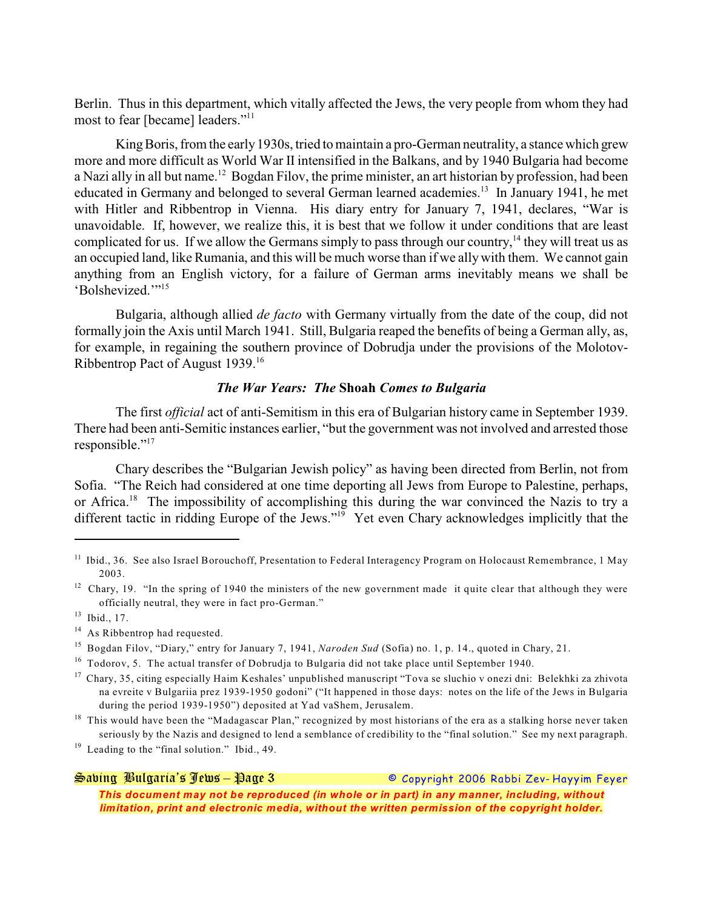Berlin. Thus in this department, which vitally affected the Jews, the very people from whom they had most to fear [became] leaders."[11]

King Boris, from the early 1930s, tried to maintain a pro-German neutrality, a stance which grew more and more difficult as World War II intensified in the Balkans, and by 1940 Bulgaria had become a Nazi ally in all but name.[12] Bogdan Filov, the prime minister, an art historian by profession, had been educated in Germany and belonged to several German learned academies.[13] In January 1941, he met with Hitler and Ribbentrop in Vienna. His diary entry for January 7, 1941, declares, "War is unavoidable. If, however, we realize this, it is best that we follow it under conditions that are least complicated for us. If we allow the Germans simply to pass through our country,[14] they will treat us as an occupied land, like Rumania, and this will be much worse than if we ally with them. We cannot gain anything from an English victory, for a failure of German arms inevitably means we shall be 'Bolshevized.'"[15]

Bulgaria, although allied *de facto* with Germany virtually from the date of the coup, did not formally join the Axis until March 1941. Still, Bulgaria reaped the benefits of being a German ally, as, for example, in regaining the southern province of Dobrudja under the provisions of the Molotov-Ribbentrop Pact of August 1939.[16]

### *The War Years: The* **Shoah** *Comes to Bulgaria*

The first *official* act of anti-Semitism in this era of Bulgarian history came in September 1939. There had been anti-Semitic instances earlier, "but the government was not involved and arrested those responsible."[17]

Chary describes the "Bulgarian Jewish policy" as having been directed from Berlin, not from Sofia. "The Reich had considered at one time deporting all Jews from Europe to Palestine, perhaps, or Africa.[18] The impossibility of accomplishing this during the war convinced the Nazis to try a different tactic in ridding Europe of the Jews."[19] Yet even Chary acknowledges implicitly that the

---

[11] Ibid., 36. See also Israel Borouchoff, Presentation to Federal Interagency Program on Holocaust Remembrance, 1 May 2003.

[12] Chary, 19. "In the spring of 1940 the ministers of the new government made it quite clear that although they were officially neutral, they were in fact pro-German."

[13] Ibid., 17.

[14] As Ribbentrop had requested.

[15] Bogdan Filov, "Diary," entry for January 7, 1941, *Naroden Sud* (Sofia) no. 1, p. 14., quoted in Chary, 21.

[16] Todorov, 5. The actual transfer of Dobrudja to Bulgaria did not take place until September 1940.

[17] Chary, 35, citing especially Haim Keshales' unpublished manuscript "Tova se sluchio v onezi dni: Belekhki za zhivota na evreite v Bulgariia prez 1939-1950 godoni" ("It happened in those days: notes on the life of the Jews in Bulgaria during the period 1939-1950") deposited at Yad vaShem, Jerusalem.

[18] This would have been the "Madagascar Plan," recognized by most historians of the era as a stalking horse never taken seriously by the Nazis and designed to lend a semblance of credibility to the "final solution." See my next paragraph.

[19] Leading to the "final solution." Ibid., 49.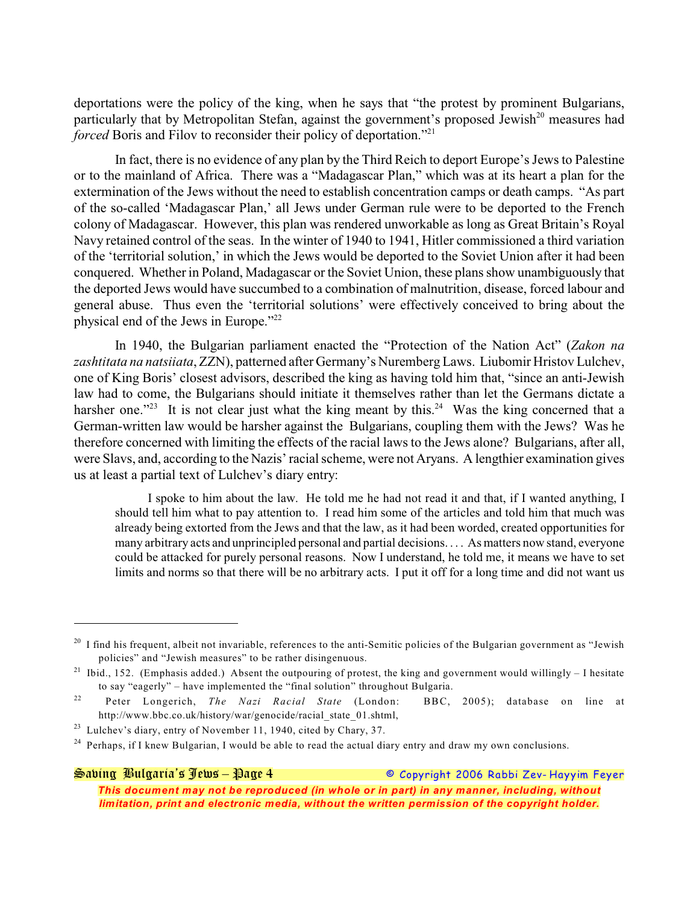deportations were the policy of the king, when he says that "the protest by prominent Bulgarians, particularly that by Metropolitan Stefan, against the government's proposed Jewish[20] measures had *forced* Boris and Filov to reconsider their policy of deportation."[21]

In fact, there is no evidence of any plan by the Third Reich to deport Europe's Jews to Palestine or to the mainland of Africa. There was a "Madagascar Plan," which was at its heart a plan for the extermination of the Jews without the need to establish concentration camps or death camps. "As part of the so-called 'Madagascar Plan,' all Jews under German rule were to be deported to the French colony of Madagascar. However, this plan was rendered unworkable as long as Great Britain's Royal Navy retained control of the seas. In the winter of 1940 to 1941, Hitler commissioned a third variation of the 'territorial solution,' in which the Jews would be deported to the Soviet Union after it had been conquered. Whether in Poland, Madagascar or the Soviet Union, these plans show unambiguously that the deported Jews would have succumbed to a combination of malnutrition, disease, forced labour and general abuse. Thus even the 'territorial solutions' were effectively conceived to bring about the physical end of the Jews in Europe."[22]

In 1940, the Bulgarian parliament enacted the "Protection of the Nation Act" (*Zakon na zashtitata na natsiiata*, ZZN), patterned after Germany's Nuremberg Laws. Liubomir Hristov Lulchev, one of King Boris' closest advisors, described the king as having told him that, "since an anti-Jewish law had to come, the Bulgarians should initiate it themselves rather than let the Germans dictate a harsher one."[23] It is not clear just what the king meant by this.[24] Was the king concerned that a German-written law would be harsher against the Bulgarians, coupling them with the Jews? Was he therefore concerned with limiting the effects of the racial laws to the Jews alone? Bulgarians, after all, were Slavs, and, according to the Nazis' racial scheme, were not Aryans. A lengthier examination gives us at least a partial text of Lulchev's diary entry:

> I spoke to him about the law. He told me he had not read it and that, if I wanted anything, I should tell him what to pay attention to. I read him some of the articles and told him that much was already being extorted from the Jews and that the law, as it had been worded, created opportunities for many arbitrary acts and unprincipled personal and partial decisions. . . . As matters now stand, everyone could be attacked for purely personal reasons. Now I understand, he told me, it means we have to set limits and norms so that there will be no arbitrary acts. I put it off for a long time and did not want us

---

[20] I find his frequent, albeit not invariable, references to the anti-Semitic policies of the Bulgarian government as "Jewish policies" and "Jewish measures" to be rather disingenuous.

[21] Ibid., 152. (Emphasis added.) Absent the outpouring of protest, the king and government would willingly – I hesitate to say "eagerly" – have implemented the "final solution" throughout Bulgaria.

[22] Peter Longerich, *The Nazi Racial State* (London: BBC, 2005); database on line at http://www.bbc.co.uk/history/war/genocide/racial_state_01.shtml,

[23] Lulchev's diary, entry of November 11, 1940, cited by Chary, 37.

[24] Perhaps, if I knew Bulgarian, I would be able to read the actual diary entry and draw my own conclusions.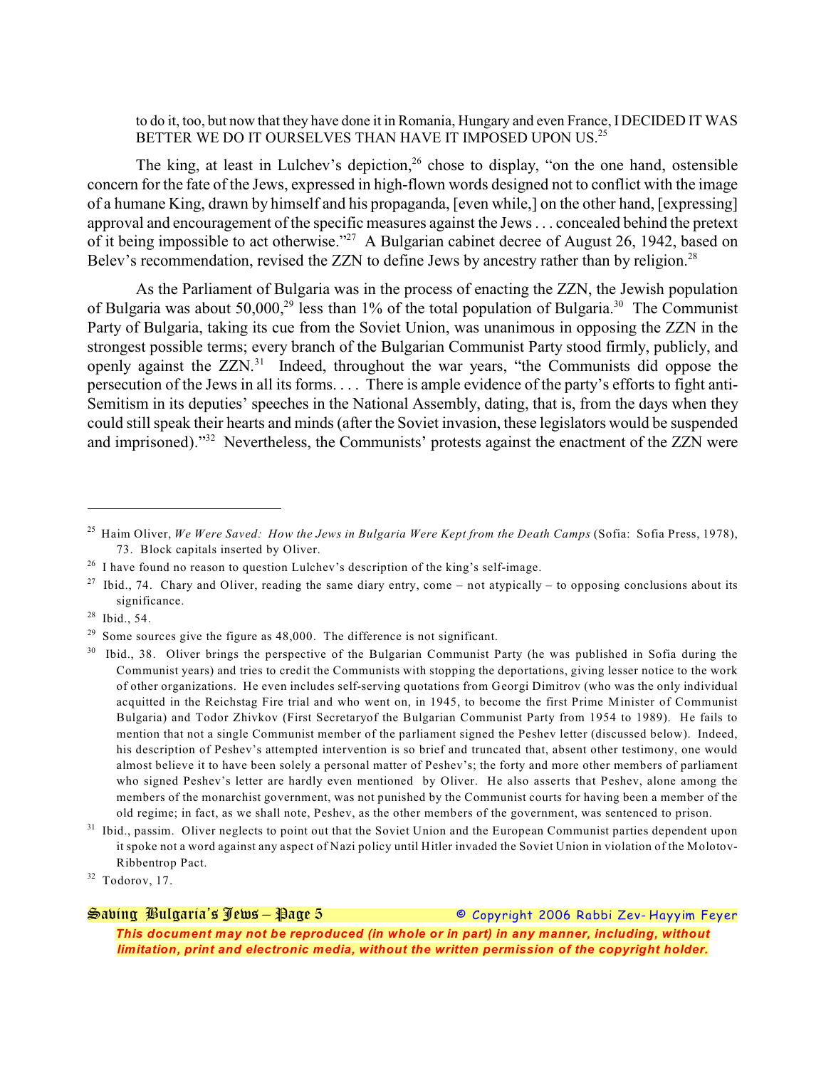to do it, too, but now that they have done it in Romania, Hungary and even France, I DECIDED IT WAS BETTER WE DO IT OURSELVES THAN HAVE IT IMPOSED UPON US.[25]

The king, at least in Lulchev's depiction,[26] chose to display, "on the one hand, ostensible concern for the fate of the Jews, expressed in high-flown words designed not to conflict with the image of a humane King, drawn by himself and his propaganda, [even while,] on the other hand, [expressing] approval and encouragement of the specific measures against the Jews . . . concealed behind the pretext of it being impossible to act otherwise."[27] A Bulgarian cabinet decree of August 26, 1942, based on Belev's recommendation, revised the ZZN to define Jews by ancestry rather than by religion.[28]

As the Parliament of Bulgaria was in the process of enacting the ZZN, the Jewish population of Bulgaria was about 50,000,[29] less than 1% of the total population of Bulgaria.[30] The Communist Party of Bulgaria, taking its cue from the Soviet Union, was unanimous in opposing the ZZN in the strongest possible terms; every branch of the Bulgarian Communist Party stood firmly, publicly, and openly against the ZZN.[31] Indeed, throughout the war years, "the Communists did oppose the persecution of the Jews in all its forms. . . . There is ample evidence of the party's efforts to fight anti-Semitism in its deputies' speeches in the National Assembly, dating, that is, from the days when they could still speak their hearts and minds (after the Soviet invasion, these legislators would be suspended and imprisoned)."[32] Nevertheless, the Communists' protests against the enactment of the ZZN were

---

[25] Haim Oliver, *We Were Saved: How the Jews in Bulgaria Were Kept from the Death Camps* (Sofia: Sofia Press, 1978), 73. Block capitals inserted by Oliver.

[26] I have found no reason to question Lulchev's description of the king's self-image.

[27] Ibid., 74. Chary and Oliver, reading the same diary entry, come – not atypically – to opposing conclusions about its significance.

[28] Ibid., 54.

[29] Some sources give the figure as 48,000. The difference is not significant.

[30] Ibid., 38. Oliver brings the perspective of the Bulgarian Communist Party (he was published in Sofia during the Communist years) and tries to credit the Communists with stopping the deportations, giving lesser notice to the work of other organizations. He even includes self-serving quotations from Georgi Dimitrov (who was the only individual acquitted in the Reichstag Fire trial and who went on, in 1945, to become the first Prime Minister of Communist Bulgaria) and Todor Zhivkov (First Secretaryof the Bulgarian Communist Party from 1954 to 1989). He fails to mention that not a single Communist member of the parliament signed the Peshev letter (discussed below). Indeed, his description of Peshev's attempted intervention is so brief and truncated that, absent other testimony, one would almost believe it to have been solely a personal matter of Peshev's; the forty and more other members of parliament who signed Peshev's letter are hardly even mentioned by Oliver. He also asserts that Peshev, alone among the members of the monarchist government, was not punished by the Communist courts for having been a member of the old regime; in fact, as we shall note, Peshev, as the other members of the government, was sentenced to prison.

[31] Ibid., passim. Oliver neglects to point out that the Soviet Union and the European Communist parties dependent upon it spoke not a word against any aspect of Nazi policy until Hitler invaded the Soviet Union in violation of the Molotov-Ribbentrop Pact.

[32] Todorov, 17.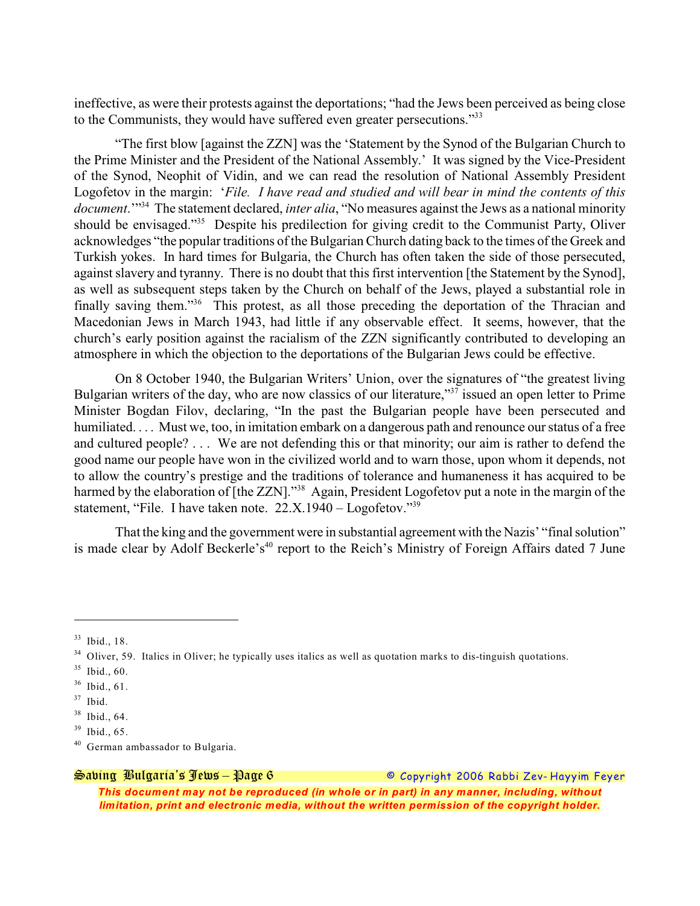ineffective, as were their protests against the deportations; "had the Jews been perceived as being close to the Communists, they would have suffered even greater persecutions."[33]

"The first blow [against the ZZN] was the 'Statement by the Synod of the Bulgarian Church to the Prime Minister and the President of the National Assembly.' It was signed by the Vice-President of the Synod, Neophit of Vidin, and we can read the resolution of National Assembly President Logofetov in the margin: '*File. I have read and studied and will bear in mind the contents of this document*.'"[34] The statement declared, *inter alia*, "No measures against the Jews as a national minority should be envisaged."[35] Despite his predilection for giving credit to the Communist Party, Oliver acknowledges "the popular traditions of the Bulgarian Church dating back to the times of the Greek and Turkish yokes. In hard times for Bulgaria, the Church has often taken the side of those persecuted, against slavery and tyranny. There is no doubt that this first intervention [the Statement by the Synod], as well as subsequent steps taken by the Church on behalf of the Jews, played a substantial role in finally saving them."[36] This protest, as all those preceding the deportation of the Thracian and Macedonian Jews in March 1943, had little if any observable effect. It seems, however, that the church's early position against the racialism of the ZZN significantly contributed to developing an atmosphere in which the objection to the deportations of the Bulgarian Jews could be effective.

On 8 October 1940, the Bulgarian Writers' Union, over the signatures of "the greatest living Bulgarian writers of the day, who are now classics of our literature,"[37] issued an open letter to Prime Minister Bogdan Filov, declaring, "In the past the Bulgarian people have been persecuted and humiliated. . . . Must we, too, in imitation embark on a dangerous path and renounce our status of a free and cultured people? . . . We are not defending this or that minority; our aim is rather to defend the good name our people have won in the civilized world and to warn those, upon whom it depends, not to allow the country's prestige and the traditions of tolerance and humaneness it has acquired to be harmed by the elaboration of [the ZZN]."[38] Again, President Logofetov put a note in the margin of the statement, "File. I have taken note. 22.X.1940 – Logofetov."[39]

That the king and the government were in substantial agreement with the Nazis' "final solution" is made clear by Adolf Beckerle's[40] report to the Reich's Ministry of Foreign Affairs dated 7 June

---

[33] Ibid., 18.

[34] Oliver, 59. Italics in Oliver; he typically uses italics as well as quotation marks to dis-tinguish quotations.

[35] Ibid., 60.

[36] Ibid., 61.

[37] Ibid.

[38] Ibid., 64.

[39] Ibid., 65.

[40] German ambassador to Bulgaria.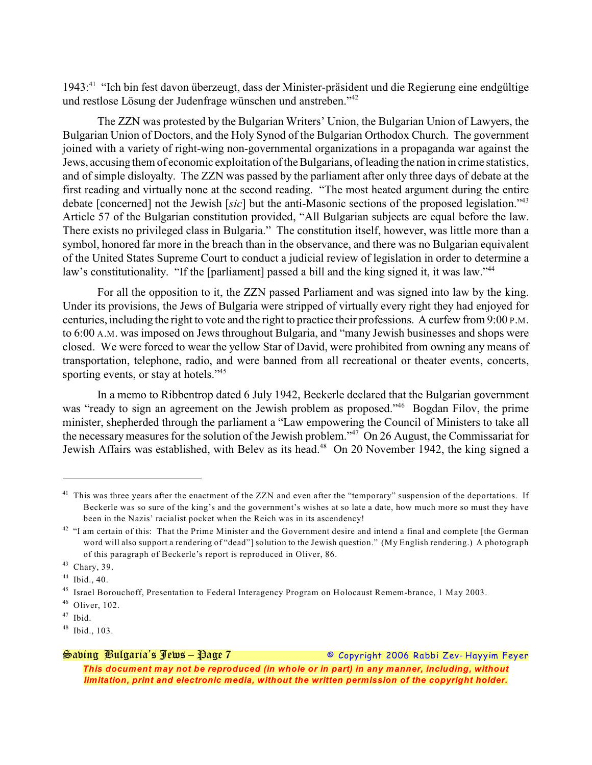1943:[41] "Ich bin fest davon überzeugt, dass der Minister-präsident und die Regierung eine endgültige und restlose Lösung der Judenfrage wünschen und anstreben."[42]

The ZZN was protested by the Bulgarian Writers' Union, the Bulgarian Union of Lawyers, the Bulgarian Union of Doctors, and the Holy Synod of the Bulgarian Orthodox Church. The government joined with a variety of right-wing non-governmental organizations in a propaganda war against the Jews, accusing them of economic exploitation of the Bulgarians, of leading the nation in crime statistics, and of simple disloyalty. The ZZN was passed by the parliament after only three days of debate at the first reading and virtually none at the second reading. "The most heated argument during the entire debate [concerned] not the Jewish [*sic*] but the anti-Masonic sections of the proposed legislation."[43] Article 57 of the Bulgarian constitution provided, "All Bulgarian subjects are equal before the law. There exists no privileged class in Bulgaria." The constitution itself, however, was little more than a symbol, honored far more in the breach than in the observance, and there was no Bulgarian equivalent of the United States Supreme Court to conduct a judicial review of legislation in order to determine a law's constitutionality. "If the [parliament] passed a bill and the king signed it, it was law."[44]

For all the opposition to it, the ZZN passed Parliament and was signed into law by the king. Under its provisions, the Jews of Bulgaria were stripped of virtually every right they had enjoyed for centuries, including the right to vote and the right to practice their professions. A curfew from 9:00 P.M. to 6:00 A.M. was imposed on Jews throughout Bulgaria, and "many Jewish businesses and shops were closed. We were forced to wear the yellow Star of David, were prohibited from owning any means of transportation, telephone, radio, and were banned from all recreational or theater events, concerts, sporting events, or stay at hotels."[45]

In a memo to Ribbentrop dated 6 July 1942, Beckerle declared that the Bulgarian government was "ready to sign an agreement on the Jewish problem as proposed."[46] Bogdan Filov, the prime minister, shepherded through the parliament a "Law empowering the Council of Ministers to take all the necessary measures for the solution of the Jewish problem."[47] On 26 August, the Commissariat for Jewish Affairs was established, with Belev as its head.[48] On 20 November 1942, the king signed a

---

[41] This was three years after the enactment of the ZZN and even after the "temporary" suspension of the deportations. If Beckerle was so sure of the king's and the government's wishes at so late a date, how much more so must they have been in the Nazis' racialist pocket when the Reich was in its ascendancy!

[42] "I am certain of this: That the Prime Minister and the Government desire and intend a final and complete [the German word will also support a rendering of "dead"] solution to the Jewish question." (My English rendering.) A photograph of this paragraph of Beckerle's report is reproduced in Oliver, 86.

[43] Chary, 39.

[44] Ibid., 40.

[45] Israel Borouchoff, Presentation to Federal Interagency Program on Holocaust Remem-brance, 1 May 2003.

[46] Oliver, 102.

[47] Ibid.

[48] Ibid., 103.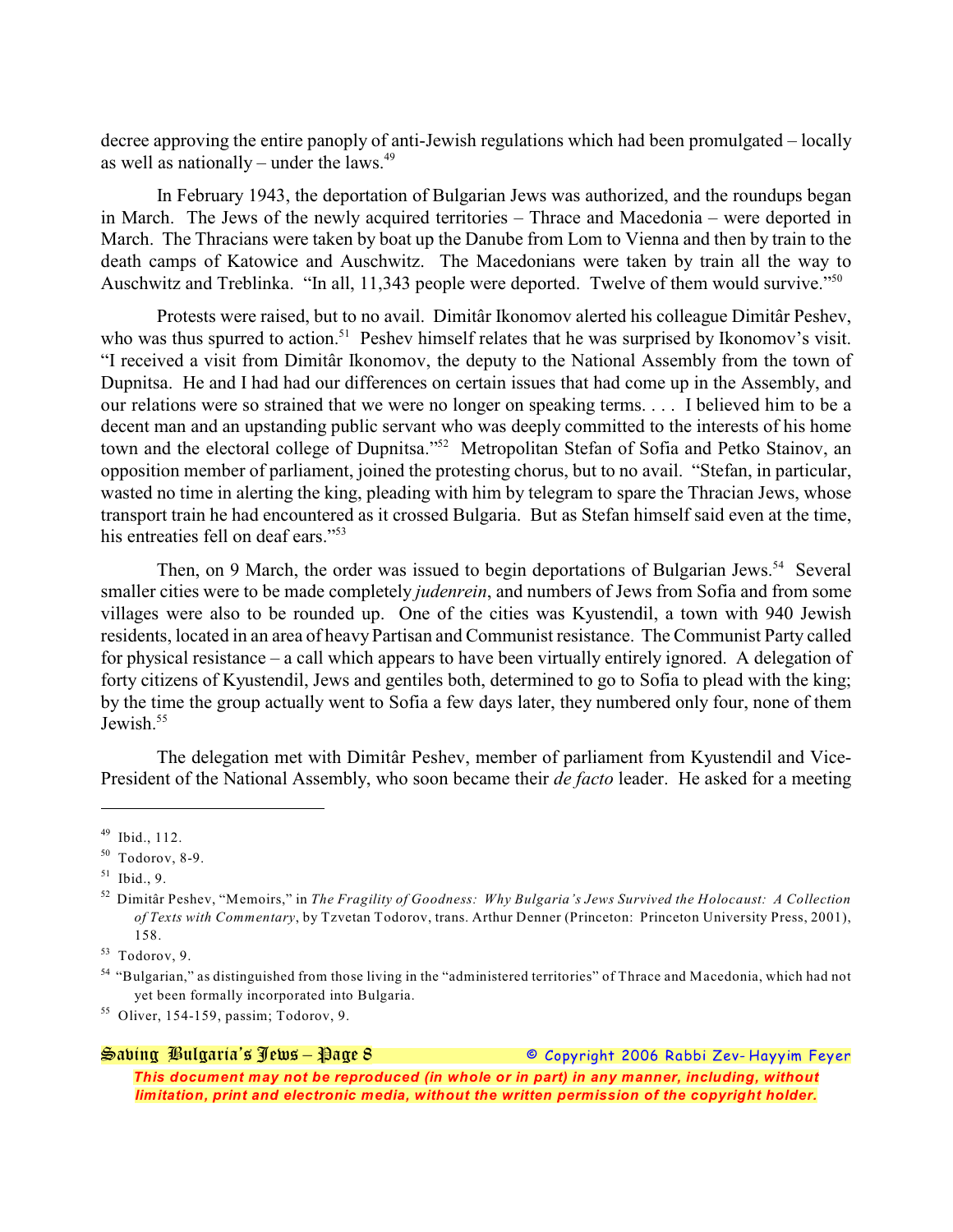decree approving the entire panoply of anti-Jewish regulations which had been promulgated – locally as well as nationally – under the laws.[49]

In February 1943, the deportation of Bulgarian Jews was authorized, and the roundups began in March. The Jews of the newly acquired territories – Thrace and Macedonia – were deported in March. The Thracians were taken by boat up the Danube from Lom to Vienna and then by train to the death camps of Katowice and Auschwitz. The Macedonians were taken by train all the way to Auschwitz and Treblinka. "In all, 11,343 people were deported. Twelve of them would survive."[50]

Protests were raised, but to no avail. Dimitâr Ikonomov alerted his colleague Dimitâr Peshev, who was thus spurred to action.[51] Peshev himself relates that he was surprised by Ikonomov's visit. "I received a visit from Dimitâr Ikonomov, the deputy to the National Assembly from the town of Dupnitsa. He and I had had our differences on certain issues that had come up in the Assembly, and our relations were so strained that we were no longer on speaking terms. . . . I believed him to be a decent man and an upstanding public servant who was deeply committed to the interests of his home town and the electoral college of Dupnitsa."[52] Metropolitan Stefan of Sofia and Petko Stainov, an opposition member of parliament, joined the protesting chorus, but to no avail. "Stefan, in particular, wasted no time in alerting the king, pleading with him by telegram to spare the Thracian Jews, whose transport train he had encountered as it crossed Bulgaria. But as Stefan himself said even at the time, his entreaties fell on deaf ears."[53]

Then, on 9 March, the order was issued to begin deportations of Bulgarian Jews.[54] Several smaller cities were to be made completely *judenrein*, and numbers of Jews from Sofia and from some villages were also to be rounded up. One of the cities was Kyustendil, a town with 940 Jewish residents, located in an area of heavy Partisan and Communist resistance. The Communist Party called for physical resistance – a call which appears to have been virtually entirely ignored. A delegation of forty citizens of Kyustendil, Jews and gentiles both, determined to go to Sofia to plead with the king; by the time the group actually went to Sofia a few days later, they numbered only four, none of them Jewish.[55]

The delegation met with Dimitâr Peshev, member of parliament from Kyustendil and Vice-President of the National Assembly, who soon became their *de facto* leader. He asked for a meeting

---

[49] Ibid., 112.

[50] Todorov, 8-9.

[51] Ibid., 9.

[52] Dimitâr Peshev, "Memoirs," in *The Fragility of Goodness: Why Bulgaria's Jews Survived the Holocaust: A Collection of Texts with Commentary*, by Tzvetan Todorov, trans. Arthur Denner (Princeton: Princeton University Press, 2001), 158.

[53] Todorov, 9.

[54] "Bulgarian," as distinguished from those living in the "administered territories" of Thrace and Macedonia, which had not yet been formally incorporated into Bulgaria.

[55] Oliver, 154-159, passim; Todorov, 9.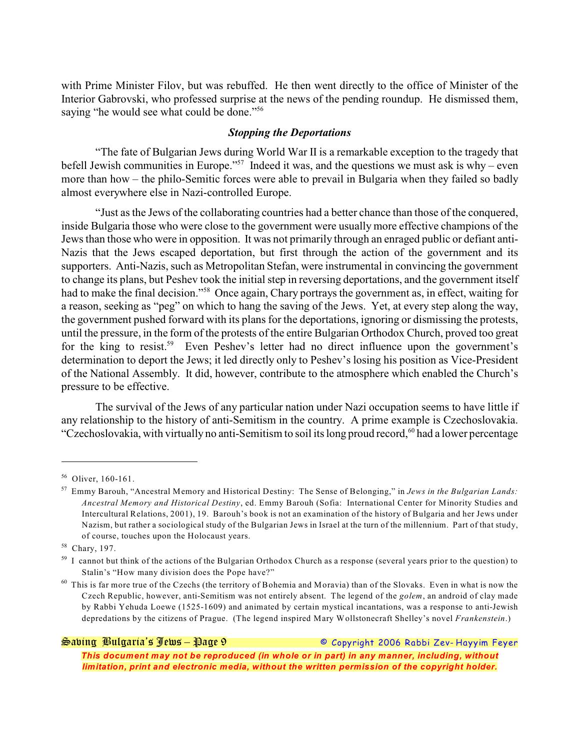with Prime Minister Filov, but was rebuffed. He then went directly to the office of Minister of the Interior Gabrovski, who professed surprise at the news of the pending roundup. He dismissed them, saying "he would see what could be done."[56]

### *Stopping the Deportations*

"The fate of Bulgarian Jews during World War II is a remarkable exception to the tragedy that befell Jewish communities in Europe."[57] Indeed it was, and the questions we must ask is why – even more than how – the philo-Semitic forces were able to prevail in Bulgaria when they failed so badly almost everywhere else in Nazi-controlled Europe.

"Just as the Jews of the collaborating countries had a better chance than those of the conquered, inside Bulgaria those who were close to the government were usually more effective champions of the Jews than those who were in opposition. It was not primarily through an enraged public or defiant anti-Nazis that the Jews escaped deportation, but first through the action of the government and its supporters. Anti-Nazis, such as Metropolitan Stefan, were instrumental in convincing the government to change its plans, but Peshev took the initial step in reversing deportations, and the government itself had to make the final decision."[58] Once again, Chary portrays the government as, in effect, waiting for a reason, seeking as "peg" on which to hang the saving of the Jews. Yet, at every step along the way, the government pushed forward with its plans for the deportations, ignoring or dismissing the protests, until the pressure, in the form of the protests of the entire Bulgarian Orthodox Church, proved too great for the king to resist.[59] Even Peshev's letter had no direct influence upon the government's determination to deport the Jews; it led directly only to Peshev's losing his position as Vice-President of the National Assembly. It did, however, contribute to the atmosphere which enabled the Church's pressure to be effective.

The survival of the Jews of any particular nation under Nazi occupation seems to have little if any relationship to the history of anti-Semitism in the country. A prime example is Czechoslovakia. "Czechoslovakia, with virtually no anti-Semitism to soil its long proud record,[60] had a lower percentage

---

[56] Oliver, 160-161.

[57] Emmy Barouh, "Ancestral Memory and Historical Destiny: The Sense of Belonging," in *Jews in the Bulgarian Lands: Ancestral Memory and Historical Destiny*, ed. Emmy Barouh (Sofia: International Center for Minority Studies and Intercultural Relations, 2001), 19. Barouh's book is not an examination of the history of Bulgaria and her Jews under Nazism, but rather a sociological study of the Bulgarian Jews in Israel at the turn of the millennium. Part of that study, of course, touches upon the Holocaust years.

[58] Chary, 197.

[59] I cannot but think of the actions of the Bulgarian Orthodox Church as a response (several years prior to the question) to Stalin's "How many division does the Pope have?"

[60] This is far more true of the Czechs (the territory of Bohemia and Moravia) than of the Slovaks. Even in what is now the Czech Republic, however, anti-Semitism was not entirely absent. The legend of the *golem*, an android of clay made by Rabbi Yehuda Loewe (1525-1609) and animated by certain mystical incantations, was a response to anti-Jewish depredations by the citizens of Prague. (The legend inspired Mary Wollstonecraft Shelley's novel *Frankenstein*.)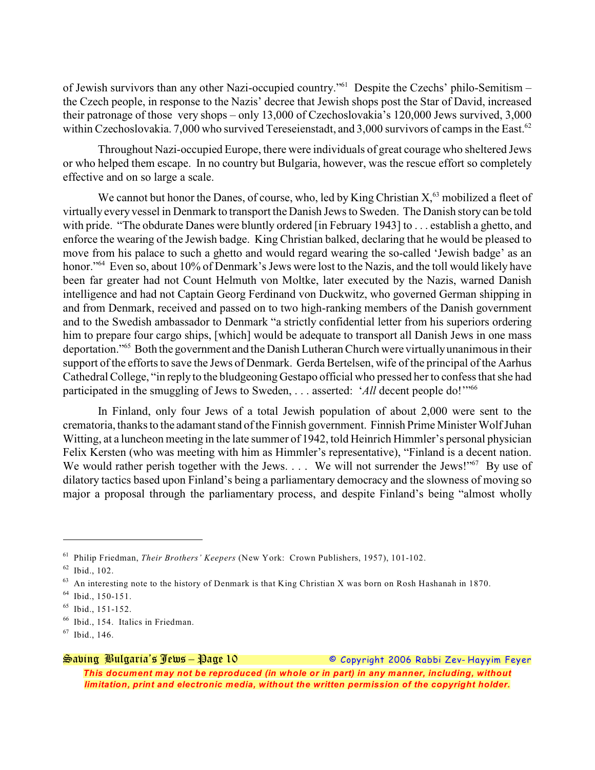of Jewish survivors than any other Nazi-occupied country."[61] Despite the Czechs' philo-Semitism – the Czech people, in response to the Nazis' decree that Jewish shops post the Star of David, increased their patronage of those very shops – only 13,000 of Czechoslovakia's 120,000 Jews survived, 3,000 within Czechoslovakia. 7,000 who survived Tereseienstadt, and 3,000 survivors of camps in the East.[62]

Throughout Nazi-occupied Europe, there were individuals of great courage who sheltered Jews or who helped them escape. In no country but Bulgaria, however, was the rescue effort so completely effective and on so large a scale.

We cannot but honor the Danes, of course, who, led by King Christian X,[63] mobilized a fleet of virtually every vessel in Denmark to transport the Danish Jews to Sweden. The Danish story can be told with pride. "The obdurate Danes were bluntly ordered [in February 1943] to . . . establish a ghetto, and enforce the wearing of the Jewish badge. King Christian balked, declaring that he would be pleased to move from his palace to such a ghetto and would regard wearing the so-called 'Jewish badge' as an honor."[64] Even so, about 10% of Denmark's Jews were lost to the Nazis, and the toll would likely have been far greater had not Count Helmuth von Moltke, later executed by the Nazis, warned Danish intelligence and had not Captain Georg Ferdinand von Duckwitz, who governed German shipping in and from Denmark, received and passed on to two high-ranking members of the Danish government and to the Swedish ambassador to Denmark "a strictly confidential letter from his superiors ordering him to prepare four cargo ships, [which] would be adequate to transport all Danish Jews in one mass deportation."[65] Both the government and the Danish Lutheran Church were virtually unanimous in their support of the efforts to save the Jews of Denmark. Gerda Bertelsen, wife of the principal of the Aarhus Cathedral College, "in reply to the bludgeoning Gestapo official who pressed her to confess that she had participated in the smuggling of Jews to Sweden, . . . asserted: '*All* decent people do!'"[66]

In Finland, only four Jews of a total Jewish population of about 2,000 were sent to the crematoria, thanks to the adamant stand of the Finnish government. Finnish Prime Minister Wolf Juhan Witting, at a luncheon meeting in the late summer of 1942, told Heinrich Himmler's personal physician Felix Kersten (who was meeting with him as Himmler's representative), "Finland is a decent nation. We would rather perish together with the Jews. . . . We will not surrender the Jews!"[67] By use of dilatory tactics based upon Finland's being a parliamentary democracy and the slowness of moving so major a proposal through the parliamentary process, and despite Finland's being "almost wholly

---

[61] Philip Friedman, *Their Brothers' Keepers* (New York: Crown Publishers, 1957), 101-102.

[62] Ibid., 102.

[63] An interesting note to the history of Denmark is that King Christian X was born on Rosh Hashanah in 1870.

[64] Ibid., 150-151.

[65] Ibid., 151-152.

[66] Ibid., 154. Italics in Friedman.

[67] Ibid., 146.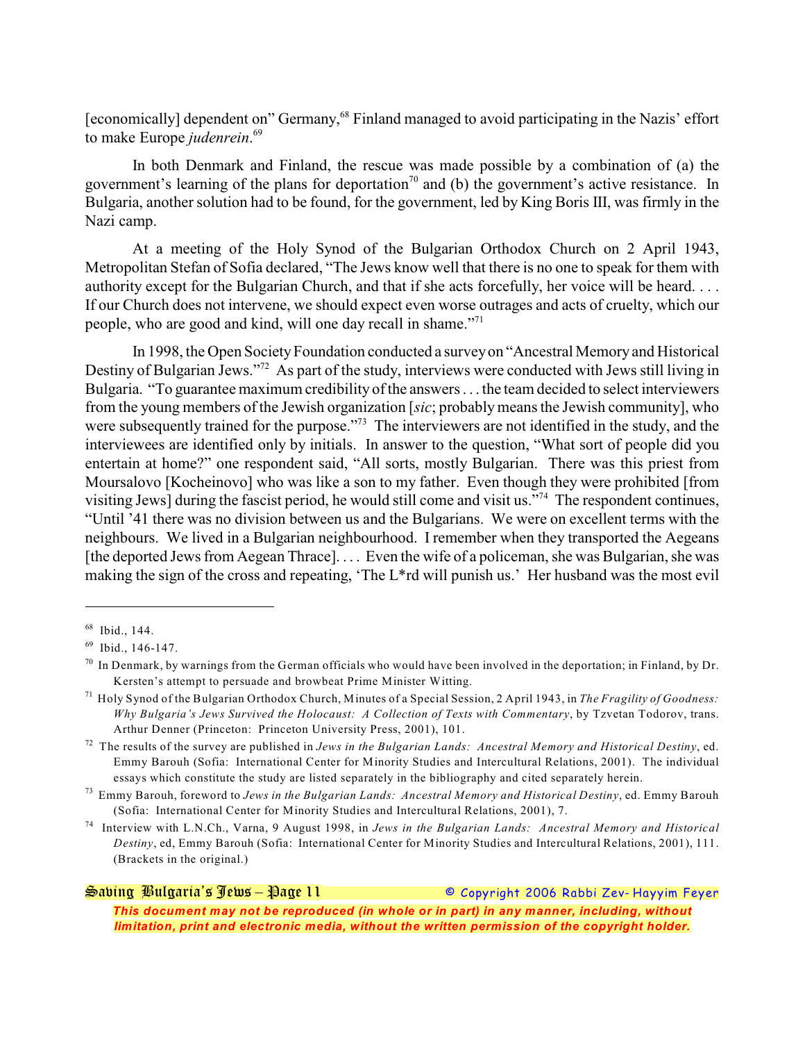[economically] dependent on" Germany,[68] Finland managed to avoid participating in the Nazis' effort to make Europe *judenrein*.[69]

In both Denmark and Finland, the rescue was made possible by a combination of (a) the government's learning of the plans for deportation[70] and (b) the government's active resistance. In Bulgaria, another solution had to be found, for the government, led by King Boris III, was firmly in the Nazi camp.

At a meeting of the Holy Synod of the Bulgarian Orthodox Church on 2 April 1943, Metropolitan Stefan of Sofia declared, "The Jews know well that there is no one to speak for them with authority except for the Bulgarian Church, and that if she acts forcefully, her voice will be heard. . . . If our Church does not intervene, we should expect even worse outrages and acts of cruelty, which our people, who are good and kind, will one day recall in shame."[71]

In 1998, the Open Society Foundation conducted a survey on "Ancestral Memory and Historical Destiny of Bulgarian Jews."[72] As part of the study, interviews were conducted with Jews still living in Bulgaria. "To guarantee maximum credibility of the answers . . . the team decided to select interviewers from the young members of the Jewish organization [*sic*; probably means the Jewish community], who were subsequently trained for the purpose."[73] The interviewers are not identified in the study, and the interviewees are identified only by initials. In answer to the question, "What sort of people did you entertain at home?" one respondent said, "All sorts, mostly Bulgarian. There was this priest from Moursalovo [Kocheinovo] who was like a son to my father. Even though they were prohibited [from visiting Jews] during the fascist period, he would still come and visit us."[74] The respondent continues, "Until '41 there was no division between us and the Bulgarians. We were on excellent terms with the neighbours. We lived in a Bulgarian neighbourhood. I remember when they transported the Aegeans [the deported Jews from Aegean Thrace]. . . . Even the wife of a policeman, she was Bulgarian, she was making the sign of the cross and repeating, 'The L*rd will punish us.' Her husband was the most evil

---

[68] Ibid., 144.

[69] Ibid., 146-147.

[70] In Denmark, by warnings from the German officials who would have been involved in the deportation; in Finland, by Dr. Kersten's attempt to persuade and browbeat Prime Minister Witting.

[71] Holy Synod of the Bulgarian Orthodox Church, Minutes of a Special Session, 2 April 1943, in *The Fragility of Goodness: Why Bulgaria's Jews Survived the Holocaust: A Collection of Texts with Commentary*, by Tzvetan Todorov, trans. Arthur Denner (Princeton: Princeton University Press, 2001), 101.

[72] The results of the survey are published in *Jews in the Bulgarian Lands: Ancestral Memory and Historical Destiny*, ed. Emmy Barouh (Sofia: International Center for Minority Studies and Intercultural Relations, 2001). The individual essays which constitute the study are listed separately in the bibliography and cited separately herein.

[73] Emmy Barouh, foreword to *Jews in the Bulgarian Lands: Ancestral Memory and Historical Destiny*, ed. Emmy Barouh (Sofia: International Center for Minority Studies and Intercultural Relations, 2001), 7.

[74] Interview with L.N.Ch., Varna, 9 August 1998, in *Jews in the Bulgarian Lands: Ancestral Memory and Historical Destiny*, ed, Emmy Barouh (Sofia: International Center for Minority Studies and Intercultural Relations, 2001), 111. (Brackets in the original.)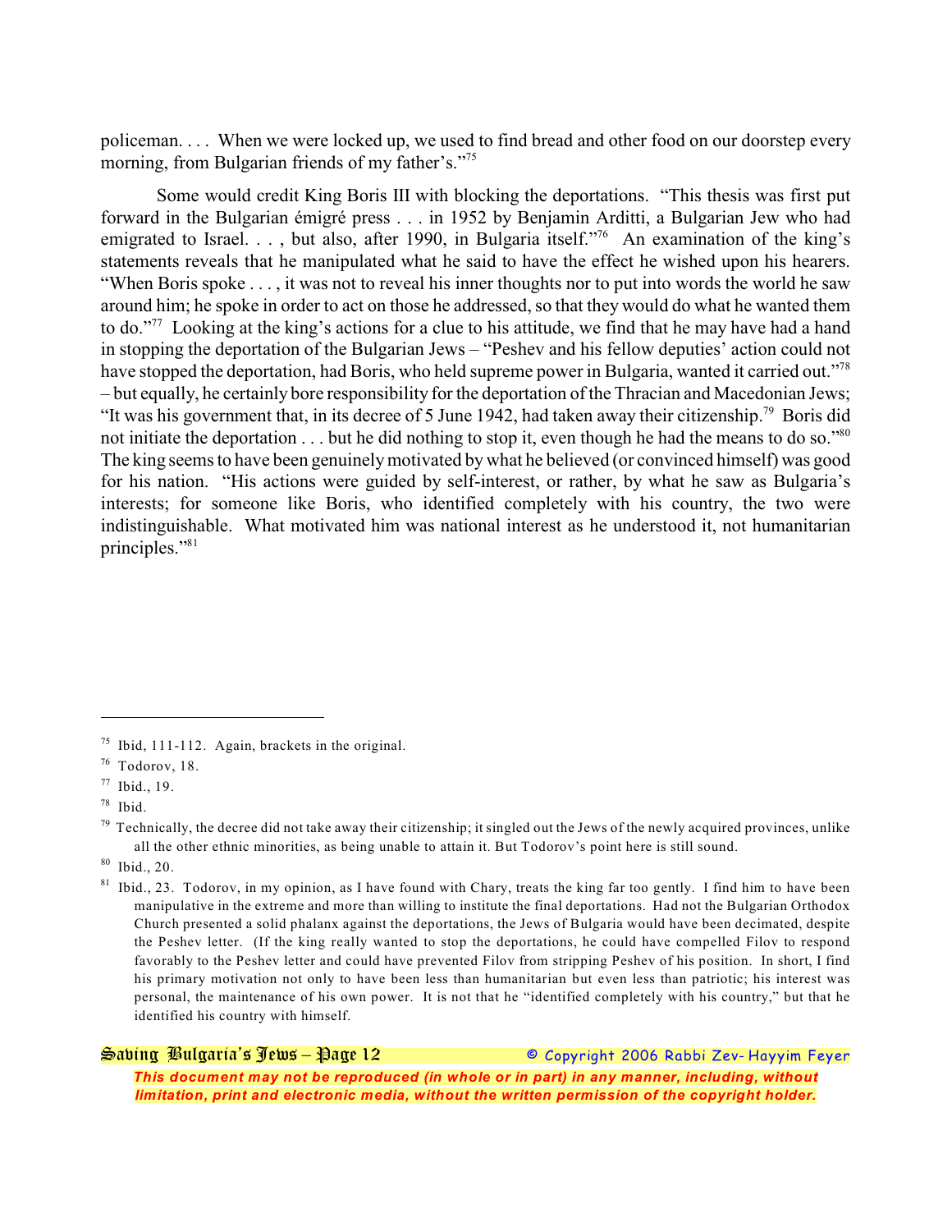policeman. . . . When we were locked up, we used to find bread and other food on our doorstep every morning, from Bulgarian friends of my father's."[75]

Some would credit King Boris III with blocking the deportations. "This thesis was first put forward in the Bulgarian émigré press . . . in 1952 by Benjamin Arditti, a Bulgarian Jew who had emigrated to Israel. . . , but also, after 1990, in Bulgaria itself."[76] An examination of the king's statements reveals that he manipulated what he said to have the effect he wished upon his hearers. "When Boris spoke . . . , it was not to reveal his inner thoughts nor to put into words the world he saw around him; he spoke in order to act on those he addressed, so that they would do what he wanted them to do."[77] Looking at the king's actions for a clue to his attitude, we find that he may have had a hand in stopping the deportation of the Bulgarian Jews – "Peshev and his fellow deputies' action could not have stopped the deportation, had Boris, who held supreme power in Bulgaria, wanted it carried out."[78] – but equally, he certainly bore responsibility for the deportation of the Thracian and Macedonian Jews; "It was his government that, in its decree of 5 June 1942, had taken away their citizenship.[79] Boris did not initiate the deportation . . . but he did nothing to stop it, even though he had the means to do so."[80] The king seems to have been genuinely motivated by what he believed (or convinced himself) was good for his nation. "His actions were guided by self-interest, or rather, by what he saw as Bulgaria's interests; for someone like Boris, who identified completely with his country, the two were indistinguishable. What motivated him was national interest as he understood it, not humanitarian principles."[81]

---

[75] Ibid, 111-112. Again, brackets in the original.

[76] Todorov, 18.

[77] Ibid., 19.

[78] Ibid.

[79] Technically, the decree did not take away their citizenship; it singled out the Jews of the newly acquired provinces, unlike all the other ethnic minorities, as being unable to attain it. But Todorov's point here is still sound.

[80] Ibid., 20.

[81] Ibid., 23. Todorov, in my opinion, as I have found with Chary, treats the king far too gently. I find him to have been manipulative in the extreme and more than willing to institute the final deportations. Had not the Bulgarian Orthodox Church presented a solid phalanx against the deportations, the Jews of Bulgaria would have been decimated, despite the Peshev letter. (If the king really wanted to stop the deportations, he could have compelled Filov to respond favorably to the Peshev letter and could have prevented Filov from stripping Peshev of his position. In short, I find his primary motivation not only to have been less than humanitarian but even less than patriotic; his interest was personal, the maintenance of his own power. It is not that he "identified completely with his country," but that he identified his country with himself.

*This document may not be reproduced (in whole or in part) in any manner, including, without limitation, print and electronic media, without the written permission of the copyright holder.*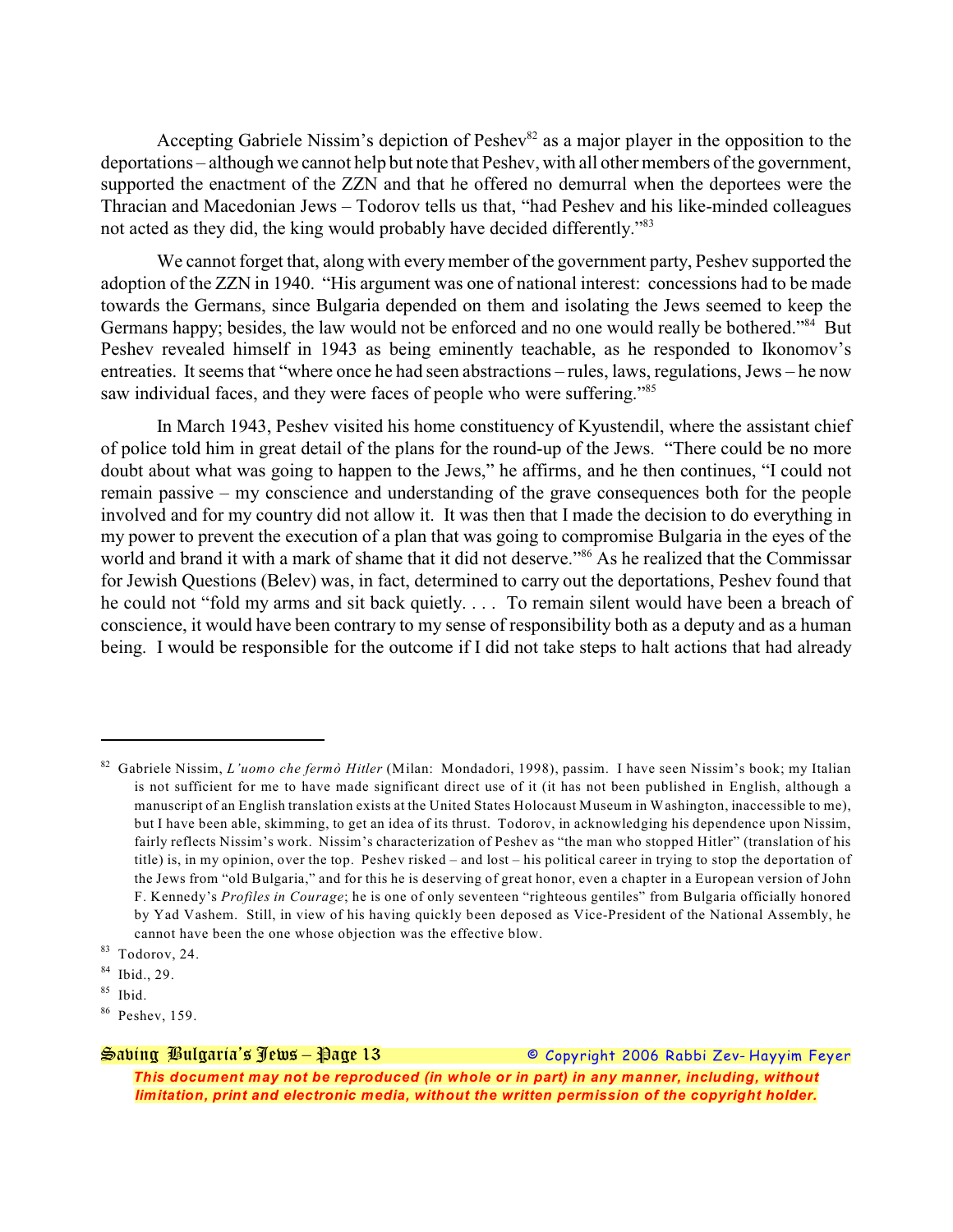Accepting Gabriele Nissim's depiction of Peshev[82] as a major player in the opposition to the deportations – although we cannot help but note that Peshev, with all other members of the government, supported the enactment of the ZZN and that he offered no demurral when the deportees were the Thracian and Macedonian Jews – Todorov tells us that, "had Peshev and his like-minded colleagues not acted as they did, the king would probably have decided differently."[83]

We cannot forget that, along with every member of the government party, Peshev supported the adoption of the ZZN in 1940. "His argument was one of national interest: concessions had to be made towards the Germans, since Bulgaria depended on them and isolating the Jews seemed to keep the Germans happy; besides, the law would not be enforced and no one would really be bothered."[84] But Peshev revealed himself in 1943 as being eminently teachable, as he responded to Ikonomov's entreaties. It seems that "where once he had seen abstractions – rules, laws, regulations, Jews – he now saw individual faces, and they were faces of people who were suffering."[85]

In March 1943, Peshev visited his home constituency of Kyustendil, where the assistant chief of police told him in great detail of the plans for the round-up of the Jews. "There could be no more doubt about what was going to happen to the Jews," he affirms, and he then continues, "I could not remain passive – my conscience and understanding of the grave consequences both for the people involved and for my country did not allow it. It was then that I made the decision to do everything in my power to prevent the execution of a plan that was going to compromise Bulgaria in the eyes of the world and brand it with a mark of shame that it did not deserve."[86] As he realized that the Commissar for Jewish Questions (Belev) was, in fact, determined to carry out the deportations, Peshev found that he could not "fold my arms and sit back quietly. . . . To remain silent would have been a breach of conscience, it would have been contrary to my sense of responsibility both as a deputy and as a human being. I would be responsible for the outcome if I did not take steps to halt actions that had already

---

[82] Gabriele Nissim, *L'uomo che fermò Hitler* (Milan: Mondadori, 1998), passim. I have seen Nissim's book; my Italian is not sufficient for me to have made significant direct use of it (it has not been published in English, although a manuscript of an English translation exists at the United States Holocaust Museum in Washington, inaccessible to me), but I have been able, skimming, to get an idea of its thrust. Todorov, in acknowledging his dependence upon Nissim, fairly reflects Nissim's work. Nissim's characterization of Peshev as "the man who stopped Hitler" (translation of his title) is, in my opinion, over the top. Peshev risked – and lost – his political career in trying to stop the deportation of the Jews from "old Bulgaria," and for this he is deserving of great honor, even a chapter in a European version of John F. Kennedy's *Profiles in Courage*; he is one of only seventeen "righteous gentiles" from Bulgaria officially honored by Yad Vashem. Still, in view of his having quickly been deposed as Vice-President of the National Assembly, he cannot have been the one whose objection was the effective blow.

[83] Todorov, 24.

[84] Ibid., 29.

[85] Ibid.

[86] Peshev, 159.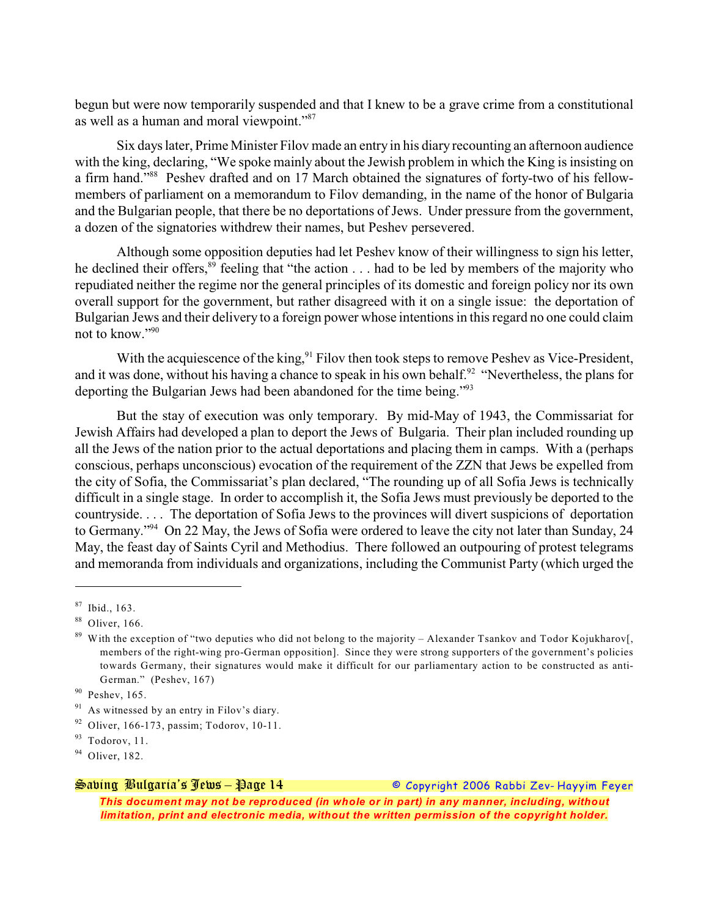begun but were now temporarily suspended and that I knew to be a grave crime from a constitutional as well as a human and moral viewpoint."[87]

Six days later, Prime Minister Filov made an entry in his diary recounting an afternoon audience with the king, declaring, "We spoke mainly about the Jewish problem in which the King is insisting on a firm hand."[88] Peshev drafted and on 17 March obtained the signatures of forty-two of his fellow-members of parliament on a memorandum to Filov demanding, in the name of the honor of Bulgaria and the Bulgarian people, that there be no deportations of Jews. Under pressure from the government, a dozen of the signatories withdrew their names, but Peshev persevered.

Although some opposition deputies had let Peshev know of their willingness to sign his letter, he declined their offers,[89] feeling that "the action . . . had to be led by members of the majority who repudiated neither the regime nor the general principles of its domestic and foreign policy nor its own overall support for the government, but rather disagreed with it on a single issue: the deportation of Bulgarian Jews and their delivery to a foreign power whose intentions in this regard no one could claim not to know."[90]

With the acquiescence of the king,[91] Filov then took steps to remove Peshev as Vice-President, and it was done, without his having a chance to speak in his own behalf.[92] "Nevertheless, the plans for deporting the Bulgarian Jews had been abandoned for the time being."[93]

But the stay of execution was only temporary. By mid-May of 1943, the Commissariat for Jewish Affairs had developed a plan to deport the Jews of Bulgaria. Their plan included rounding up all the Jews of the nation prior to the actual deportations and placing them in camps. With a (perhaps conscious, perhaps unconscious) evocation of the requirement of the ZZN that Jews be expelled from the city of Sofia, the Commissariat's plan declared, "The rounding up of all Sofia Jews is technically difficult in a single stage. In order to accomplish it, the Sofia Jews must previously be deported to the countryside. . . . The deportation of Sofia Jews to the provinces will divert suspicions of deportation to Germany."[94] On 22 May, the Jews of Sofia were ordered to leave the city not later than Sunday, 24 May, the feast day of Saints Cyril and Methodius. There followed an outpouring of protest telegrams and memoranda from individuals and organizations, including the Communist Party (which urged the

---

[87] Ibid., 163.

[88] Oliver, 166.

[89] With the exception of "two deputies who did not belong to the majority – Alexander Tsankov and Todor Kojukharov[, members of the right-wing pro-German opposition]. Since they were strong supporters of the government's policies towards Germany, their signatures would make it difficult for our parliamentary action to be constructed as anti-German." (Peshev, 167)

[90] Peshev, 165.

[91] As witnessed by an entry in Filov's diary.

[92] Oliver, 166-173, passim; Todorov, 10-11.

[93] Todorov, 11.

[94] Oliver, 182.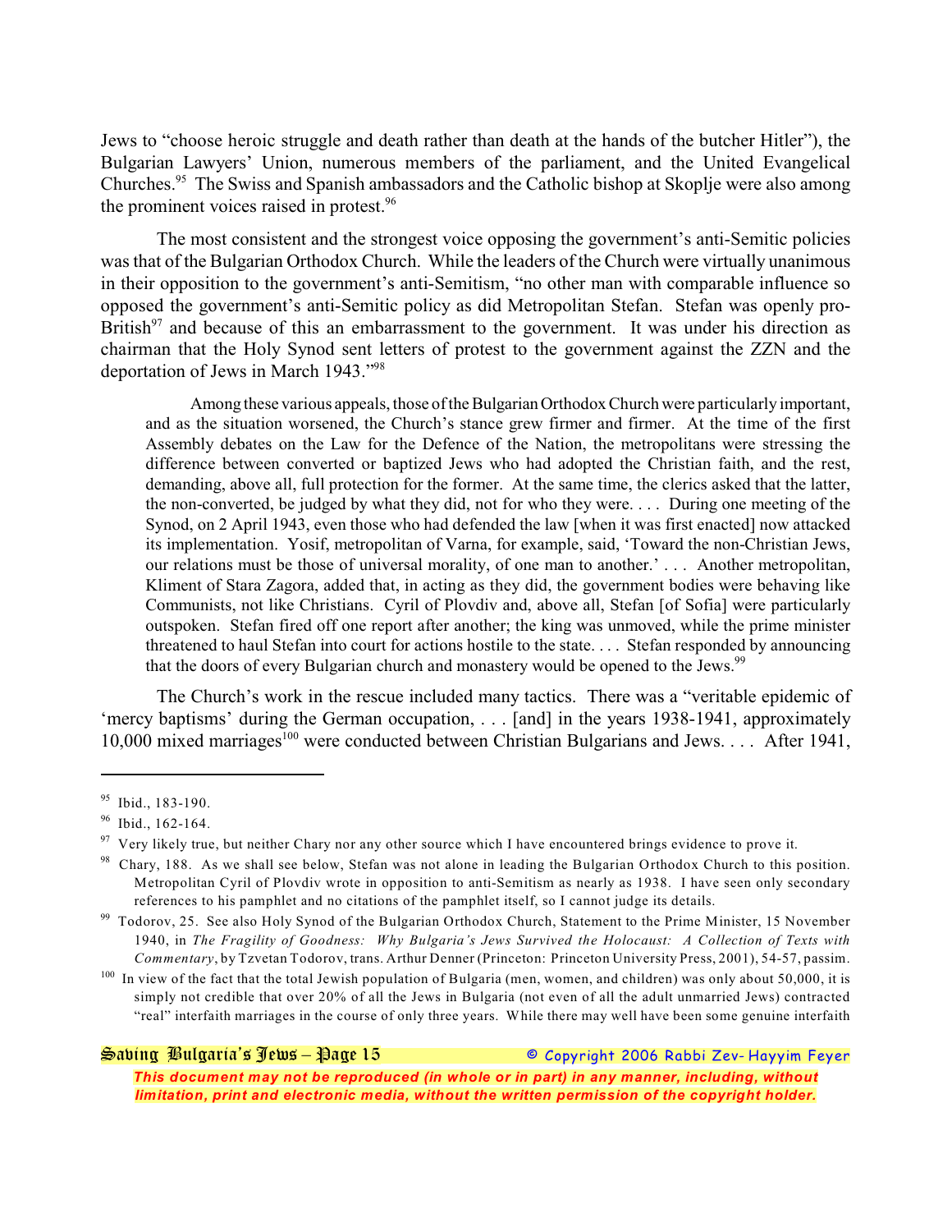Jews to "choose heroic struggle and death rather than death at the hands of the butcher Hitler"), the Bulgarian Lawyers' Union, numerous members of the parliament, and the United Evangelical Churches.[95] The Swiss and Spanish ambassadors and the Catholic bishop at Skoplje were also among the prominent voices raised in protest.[96]

The most consistent and the strongest voice opposing the government's anti-Semitic policies was that of the Bulgarian Orthodox Church. While the leaders of the Church were virtually unanimous in their opposition to the government's anti-Semitism, "no other man with comparable influence so opposed the government's anti-Semitic policy as did Metropolitan Stefan. Stefan was openly pro-British[97] and because of this an embarrassment to the government. It was under his direction as chairman that the Holy Synod sent letters of protest to the government against the ZZN and the deportation of Jews in March 1943."[98]

> Among these various appeals, those of the Bulgarian Orthodox Church were particularly important, and as the situation worsened, the Church's stance grew firmer and firmer. At the time of the first Assembly debates on the Law for the Defence of the Nation, the metropolitans were stressing the difference between converted or baptized Jews who had adopted the Christian faith, and the rest, demanding, above all, full protection for the former. At the same time, the clerics asked that the latter, the non-converted, be judged by what they did, not for who they were. . . . During one meeting of the Synod, on 2 April 1943, even those who had defended the law [when it was first enacted] now attacked its implementation. Yosif, metropolitan of Varna, for example, said, 'Toward the non-Christian Jews, our relations must be those of universal morality, of one man to another.' . . . Another metropolitan, Kliment of Stara Zagora, added that, in acting as they did, the government bodies were behaving like Communists, not like Christians. Cyril of Plovdiv and, above all, Stefan [of Sofia] were particularly outspoken. Stefan fired off one report after another; the king was unmoved, while the prime minister threatened to haul Stefan into court for actions hostile to the state. . . . Stefan responded by announcing that the doors of every Bulgarian church and monastery would be opened to the Jews.[99]

The Church's work in the rescue included many tactics. There was a "veritable epidemic of 'mercy baptisms' during the German occupation, . . . [and] in the years 1938-1941, approximately 10,000 mixed marriages[100] were conducted between Christian Bulgarians and Jews. . . . After 1941,

---

[95] Ibid., 183-190.

[96] Ibid., 162-164.

[97] Very likely true, but neither Chary nor any other source which I have encountered brings evidence to prove it.

[98] Chary, 188. As we shall see below, Stefan was not alone in leading the Bulgarian Orthodox Church to this position. Metropolitan Cyril of Plovdiv wrote in opposition to anti-Semitism as nearly as 1938. I have seen only secondary references to his pamphlet and no citations of the pamphlet itself, so I cannot judge its details.

[99] Todorov, 25. See also Holy Synod of the Bulgarian Orthodox Church, Statement to the Prime Minister, 15 November 1940, in *The Fragility of Goodness: Why Bulgaria's Jews Survived the Holocaust: A Collection of Texts with Commentary*, by Tzvetan Todorov, trans. Arthur Denner (Princeton: Princeton University Press, 2001), 54-57, passim.

[100] In view of the fact that the total Jewish population of Bulgaria (men, women, and children) was only about 50,000, it is simply not credible that over 20% of all the Jews in Bulgaria (not even of all the adult unmarried Jews) contracted "real" interfaith marriages in the course of only three years. While there may well have been some genuine interfaith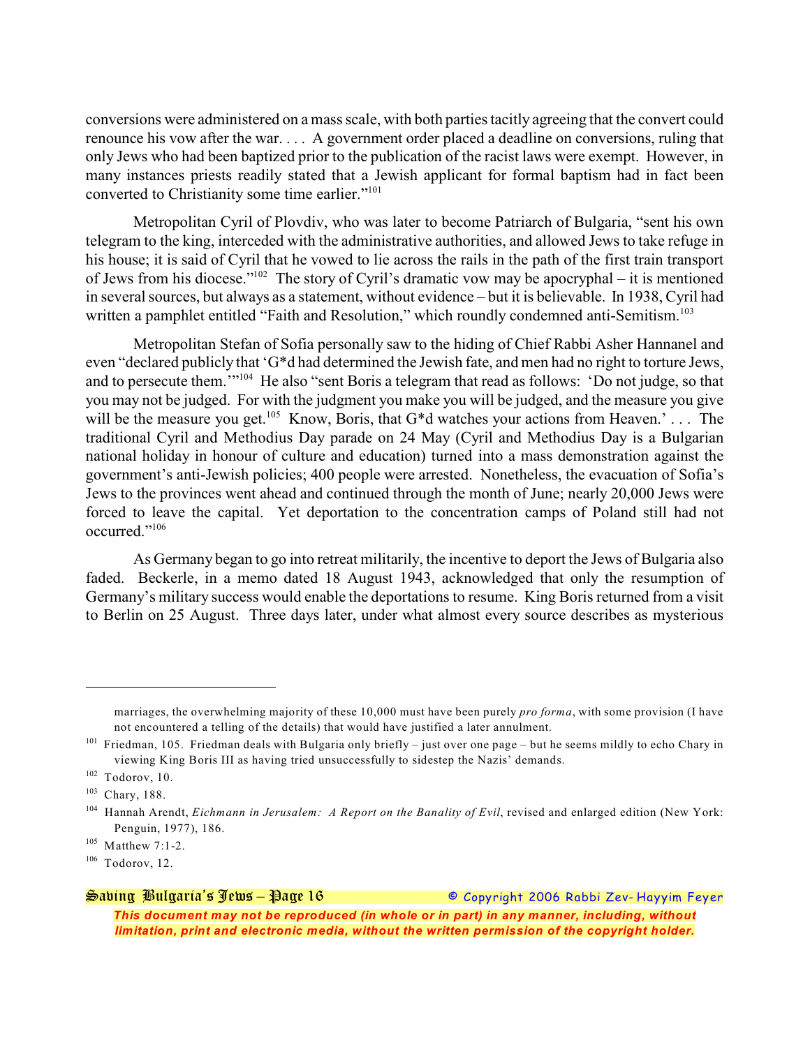conversions were administered on a mass scale, with both parties tacitly agreeing that the convert could renounce his vow after the war. . . . A government order placed a deadline on conversions, ruling that only Jews who had been baptized prior to the publication of the racist laws were exempt. However, in many instances priests readily stated that a Jewish applicant for formal baptism had in fact been converted to Christianity some time earlier."[101]

Metropolitan Cyril of Plovdiv, who was later to become Patriarch of Bulgaria, "sent his own telegram to the king, interceded with the administrative authorities, and allowed Jews to take refuge in his house; it is said of Cyril that he vowed to lie across the rails in the path of the first train transport of Jews from his diocese."[102] The story of Cyril's dramatic vow may be apocryphal – it is mentioned in several sources, but always as a statement, without evidence – but it is believable. In 1938, Cyril had written a pamphlet entitled "Faith and Resolution," which roundly condemned anti-Semitism.[103]

Metropolitan Stefan of Sofia personally saw to the hiding of Chief Rabbi Asher Hannanel and even "declared publicly that 'G*d had determined the Jewish fate, and men had no right to torture Jews, and to persecute them.'"[104] He also "sent Boris a telegram that read as follows: 'Do not judge, so that you may not be judged. For with the judgment you make you will be judged, and the measure you give will be the measure you get.[105] Know, Boris, that G*d watches your actions from Heaven.' . . . The traditional Cyril and Methodius Day parade on 24 May (Cyril and Methodius Day is a Bulgarian national holiday in honour of culture and education) turned into a mass demonstration against the government's anti-Jewish policies; 400 people were arrested. Nonetheless, the evacuation of Sofia's Jews to the provinces went ahead and continued through the month of June; nearly 20,000 Jews were forced to leave the capital. Yet deportation to the concentration camps of Poland still had not occurred."[106]

As Germany began to go into retreat militarily, the incentive to deport the Jews of Bulgaria also faded. Beckerle, in a memo dated 18 August 1943, acknowledged that only the resumption of Germany's military success would enable the deportations to resume. King Boris returned from a visit to Berlin on 25 August. Three days later, under what almost every source describes as mysterious

---

marriages, the overwhelming majority of these 10,000 must have been purely *pro forma*, with some provision (I have not encountered a telling of the details) that would have justified a later annulment.

[101] Friedman, 105. Friedman deals with Bulgaria only briefly – just over one page – but he seems mildly to echo Chary in viewing King Boris III as having tried unsuccessfully to sidestep the Nazis' demands.

[102] Todorov, 10.

[103] Chary, 188.

[104] Hannah Arendt, *Eichmann in Jerusalem: A Report on the Banality of Evil*, revised and enlarged edition (New York: Penguin, 1977), 186.

[105] Matthew 7:1-2.

[106] Todorov, 12.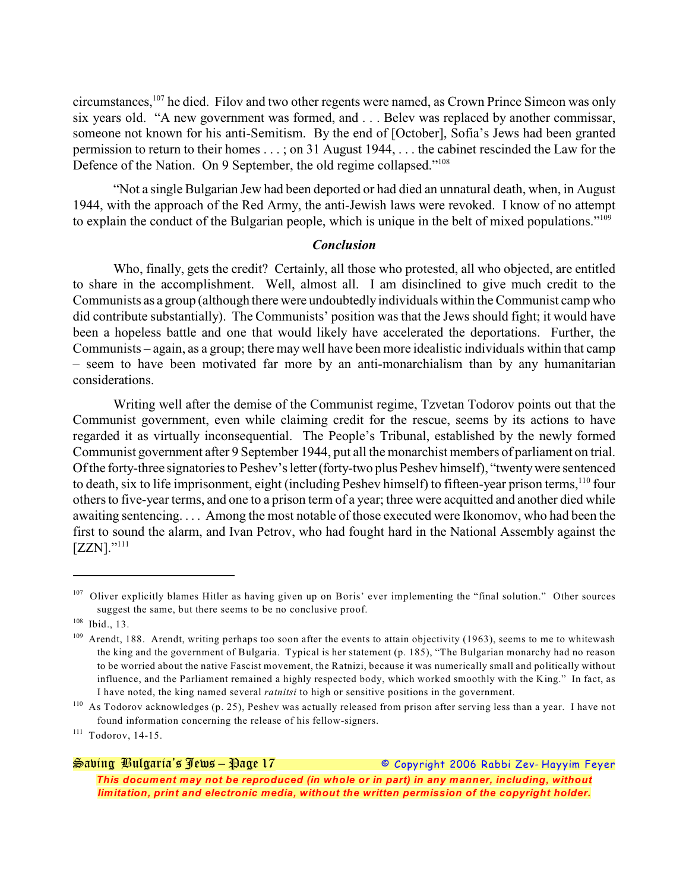circumstances,[107] he died. Filov and two other regents were named, as Crown Prince Simeon was only six years old. "A new government was formed, and . . . Belev was replaced by another commissar, someone not known for his anti-Semitism. By the end of [October], Sofia's Jews had been granted permission to return to their homes . . . ; on 31 August 1944, . . . the cabinet rescinded the Law for the Defence of the Nation. On 9 September, the old regime collapsed."[108]

"Not a single Bulgarian Jew had been deported or had died an unnatural death, when, in August 1944, with the approach of the Red Army, the anti-Jewish laws were revoked. I know of no attempt to explain the conduct of the Bulgarian people, which is unique in the belt of mixed populations."[109]

### *Conclusion*

Who, finally, gets the credit? Certainly, all those who protested, all who objected, are entitled to share in the accomplishment. Well, almost all. I am disinclined to give much credit to the Communists as a group (although there were undoubtedly individuals within the Communist camp who did contribute substantially). The Communists' position was that the Jews should fight; it would have been a hopeless battle and one that would likely have accelerated the deportations. Further, the Communists – again, as a group; there may well have been more idealistic individuals within that camp – seem to have been motivated far more by an anti-monarchialism than by any humanitarian considerations.

Writing well after the demise of the Communist regime, Tzvetan Todorov points out that the Communist government, even while claiming credit for the rescue, seems by its actions to have regarded it as virtually inconsequential. The People's Tribunal, established by the newly formed Communist government after 9 September 1944, put all the monarchist members of parliament on trial. Of the forty-three signatories to Peshev's letter (forty-two plus Peshev himself), "twenty were sentenced to death, six to life imprisonment, eight (including Peshev himself) to fifteen-year prison terms,[110] four others to five-year terms, and one to a prison term of a year; three were acquitted and another died while awaiting sentencing. . . . Among the most notable of those executed were Ikonomov, who had been the first to sound the alarm, and Ivan Petrov, who had fought hard in the National Assembly against the [ZZN]."[111]

---

[107] Oliver explicitly blames Hitler as having given up on Boris' ever implementing the "final solution." Other sources suggest the same, but there seems to be no conclusive proof.

[108] Ibid., 13.

[109] Arendt, 188. Arendt, writing perhaps too soon after the events to attain objectivity (1963), seems to me to whitewash the king and the government of Bulgaria. Typical is her statement (p. 185), "The Bulgarian monarchy had no reason to be worried about the native Fascist movement, the Ratnizi, because it was numerically small and politically without influence, and the Parliament remained a highly respected body, which worked smoothly with the King." In fact, as I have noted, the king named several *ratnitsi* to high or sensitive positions in the government.

[110] As Todorov acknowledges (p. 25), Peshev was actually released from prison after serving less than a year. I have not found information concerning the release of his fellow-signers.

[111] Todorov, 14-15.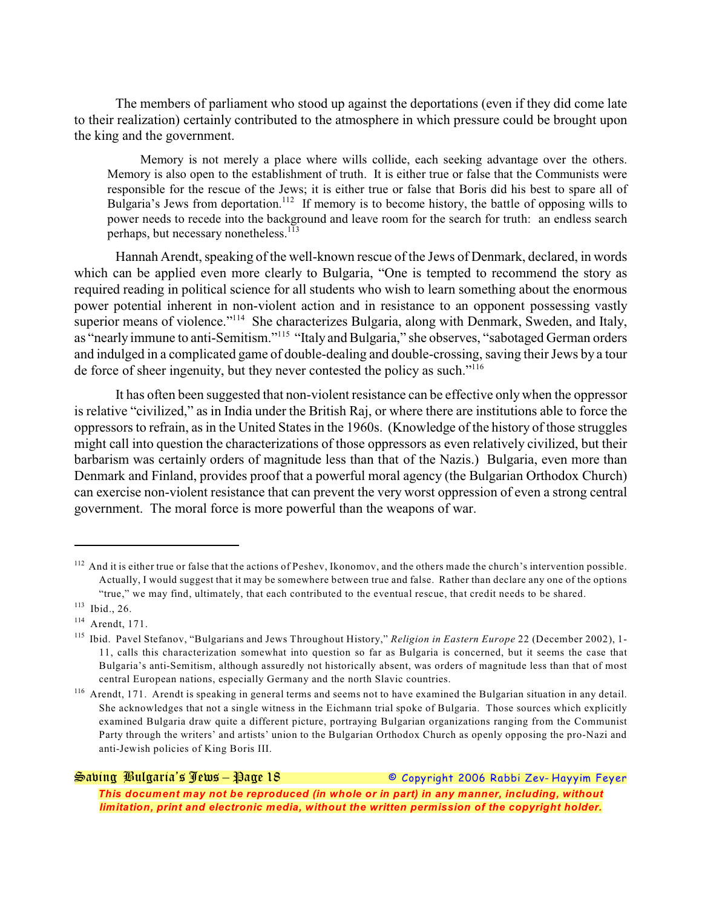The members of parliament who stood up against the deportations (even if they did come late to their realization) certainly contributed to the atmosphere in which pressure could be brought upon the king and the government.

> Memory is not merely a place where wills collide, each seeking advantage over the others. Memory is also open to the establishment of truth. It is either true or false that the Communists were responsible for the rescue of the Jews; it is either true or false that Boris did his best to spare all of Bulgaria's Jews from deportation.[112] If memory is to become history, the battle of opposing wills to power needs to recede into the background and leave room for the search for truth: an endless search perhaps, but necessary nonetheless.[113]

Hannah Arendt, speaking of the well-known rescue of the Jews of Denmark, declared, in words which can be applied even more clearly to Bulgaria, "One is tempted to recommend the story as required reading in political science for all students who wish to learn something about the enormous power potential inherent in non-violent action and in resistance to an opponent possessing vastly superior means of violence."[114] She characterizes Bulgaria, along with Denmark, Sweden, and Italy, as "nearly immune to anti-Semitism."[115] "Italy and Bulgaria," she observes, "sabotaged German orders and indulged in a complicated game of double-dealing and double-crossing, saving their Jews by a tour de force of sheer ingenuity, but they never contested the policy as such."[116]

It has often been suggested that non-violent resistance can be effective only when the oppressor is relative "civilized," as in India under the British Raj, or where there are institutions able to force the oppressors to refrain, as in the United States in the 1960s. (Knowledge of the history of those struggles might call into question the characterizations of those oppressors as even relatively civilized, but their barbarism was certainly orders of magnitude less than that of the Nazis.) Bulgaria, even more than Denmark and Finland, provides proof that a powerful moral agency (the Bulgarian Orthodox Church) can exercise non-violent resistance that can prevent the very worst oppression of even a strong central government. The moral force is more powerful than the weapons of war.

---

[112] And it is either true or false that the actions of Peshev, Ikonomov, and the others made the church's intervention possible. Actually, I would suggest that it may be somewhere between true and false. Rather than declare any one of the options "true," we may find, ultimately, that each contributed to the eventual rescue, that credit needs to be shared.

[113] Ibid., 26.

[114] Arendt, 171.

[115] Ibid. Pavel Stefanov, "Bulgarians and Jews Throughout History," *Religion in Eastern Europe* 22 (December 2002), 1-11, calls this characterization somewhat into question so far as Bulgaria is concerned, but it seems the case that Bulgaria's anti-Semitism, although assuredly not historically absent, was orders of magnitude less than that of most central European nations, especially Germany and the north Slavic countries.

[116] Arendt, 171. Arendt is speaking in general terms and seems not to have examined the Bulgarian situation in any detail. She acknowledges that not a single witness in the Eichmann trial spoke of Bulgaria. Those sources which explicitly examined Bulgaria draw quite a different picture, portraying Bulgarian organizations ranging from the Communist Party through the writers' and artists' union to the Bulgarian Orthodox Church as openly opposing the pro-Nazi and anti-Jewish policies of King Boris III.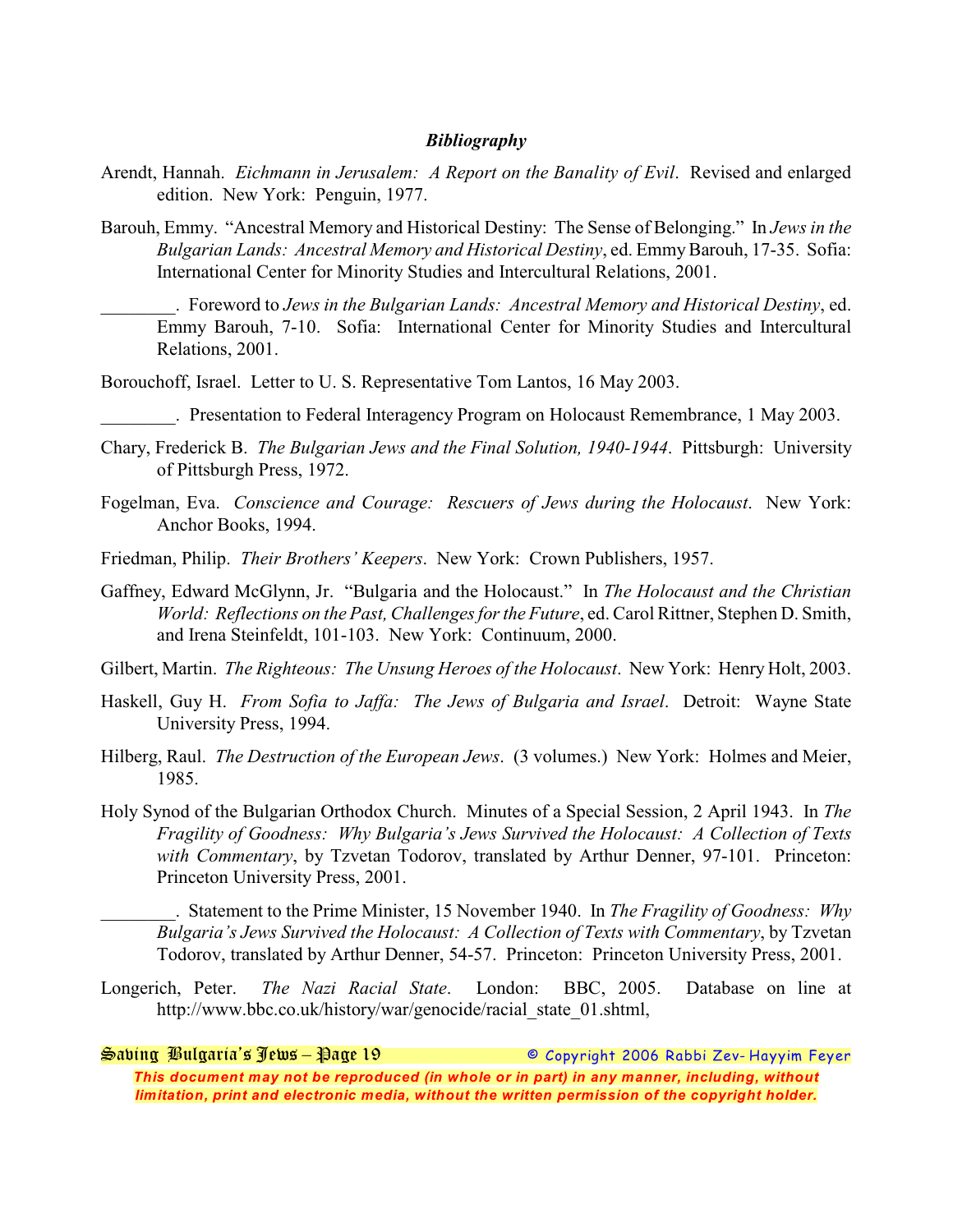## *Bibliography*

Arendt, Hannah. *Eichmann in Jerusalem: A Report on the Banality of Evil*. Revised and enlarged edition. New York: Penguin, 1977.

Barouh, Emmy. "Ancestral Memory and Historical Destiny: The Sense of Belonging." In *Jews in the Bulgarian Lands: Ancestral Memory and Historical Destiny*, ed. Emmy Barouh, 17-35. Sofia: International Center for Minority Studies and Intercultural Relations, 2001.

________. Foreword to *Jews in the Bulgarian Lands: Ancestral Memory and Historical Destiny*, ed. Emmy Barouh, 7-10. Sofia: International Center for Minority Studies and Intercultural Relations, 2001.

Borouchoff, Israel. Letter to U. S. Representative Tom Lantos, 16 May 2003.

________. Presentation to Federal Interagency Program on Holocaust Remembrance, 1 May 2003.

Chary, Frederick B. *The Bulgarian Jews and the Final Solution, 1940-1944*. Pittsburgh: University of Pittsburgh Press, 1972.

Fogelman, Eva. *Conscience and Courage: Rescuers of Jews during the Holocaust*. New York: Anchor Books, 1994.

Friedman, Philip. *Their Brothers' Keepers*. New York: Crown Publishers, 1957.

Gaffney, Edward McGlynn, Jr. "Bulgaria and the Holocaust." In *The Holocaust and the Christian World: Reflections on the Past, Challenges for the Future*, ed. Carol Rittner, Stephen D. Smith, and Irena Steinfeldt, 101-103. New York: Continuum, 2000.

Gilbert, Martin. *The Righteous: The Unsung Heroes of the Holocaust*. New York: Henry Holt, 2003.

Haskell, Guy H. *From Sofia to Jaffa: The Jews of Bulgaria and Israel*. Detroit: Wayne State University Press, 1994.

Hilberg, Raul. *The Destruction of the European Jews*. (3 volumes.) New York: Holmes and Meier, 1985.

Holy Synod of the Bulgarian Orthodox Church. Minutes of a Special Session, 2 April 1943. In *The Fragility of Goodness: Why Bulgaria's Jews Survived the Holocaust: A Collection of Texts with Commentary*, by Tzvetan Todorov, translated by Arthur Denner, 97-101. Princeton: Princeton University Press, 2001.

________. Statement to the Prime Minister, 15 November 1940. In *The Fragility of Goodness: Why Bulgaria's Jews Survived the Holocaust: A Collection of Texts with Commentary*, by Tzvetan Todorov, translated by Arthur Denner, 54-57. Princeton: Princeton University Press, 2001.

Longerich, Peter. *The Nazi Racial State*. London: BBC, 2005. Database on line at http://www.bbc.co.uk/history/war/genocide/racial_state_01.shtml,

*This document may not be reproduced (in whole or in part) in any manner, including, without limitation, print and electronic media, without the written permission of the copyright holder.*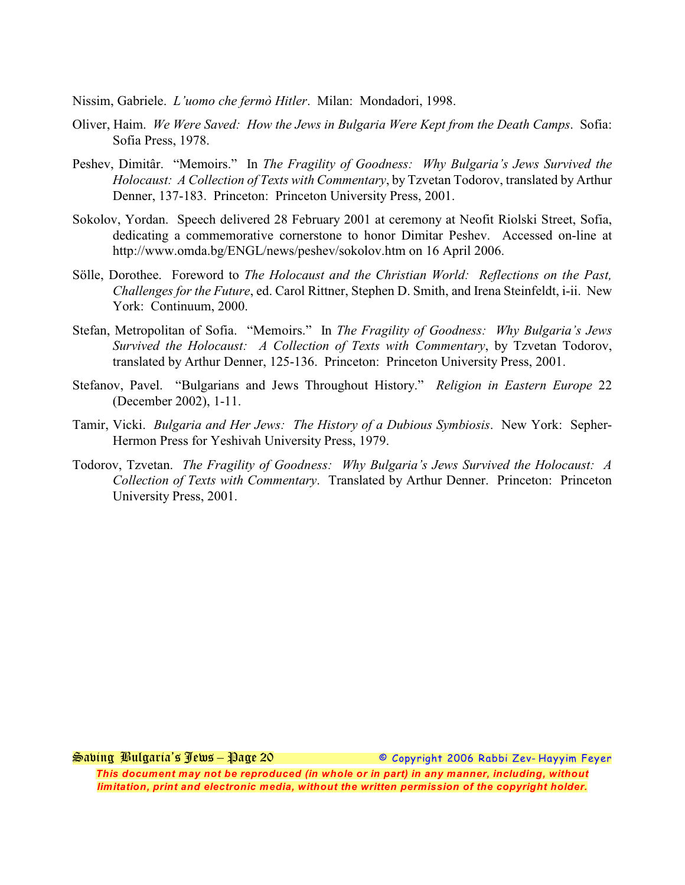Nissim, Gabriele. *L'uomo che fermò Hitler*. Milan: Mondadori, 1998.

Oliver, Haim. *We Were Saved: How the Jews in Bulgaria Were Kept from the Death Camps*. Sofia: Sofia Press, 1978.

Peshev, Dimitâr. "Memoirs." In *The Fragility of Goodness: Why Bulgaria's Jews Survived the Holocaust: A Collection of Texts with Commentary*, by Tzvetan Todorov, translated by Arthur Denner, 137-183. Princeton: Princeton University Press, 2001.

Sokolov, Yordan. Speech delivered 28 February 2001 at ceremony at Neofit Riolski Street, Sofia, dedicating a commemorative cornerstone to honor Dimitar Peshev. Accessed on-line at http://www.omda.bg/ENGL/news/peshev/sokolov.htm on 16 April 2006.

Sölle, Dorothee. Foreword to *The Holocaust and the Christian World: Reflections on the Past, Challenges for the Future*, ed. Carol Rittner, Stephen D. Smith, and Irena Steinfeldt, i-ii. New York: Continuum, 2000.

Stefan, Metropolitan of Sofia. "Memoirs." In *The Fragility of Goodness: Why Bulgaria's Jews Survived the Holocaust: A Collection of Texts with Commentary*, by Tzvetan Todorov, translated by Arthur Denner, 125-136. Princeton: Princeton University Press, 2001.

Stefanov, Pavel. "Bulgarians and Jews Throughout History." *Religion in Eastern Europe* 22 (December 2002), 1-11.

Tamir, Vicki. *Bulgaria and Her Jews: The History of a Dubious Symbiosis*. New York: Sepher-Hermon Press for Yeshivah University Press, 1979.

Todorov, Tzvetan. *The Fragility of Goodness: Why Bulgaria's Jews Survived the Holocaust: A Collection of Texts with Commentary*. Translated by Arthur Denner. Princeton: Princeton University Press, 2001.